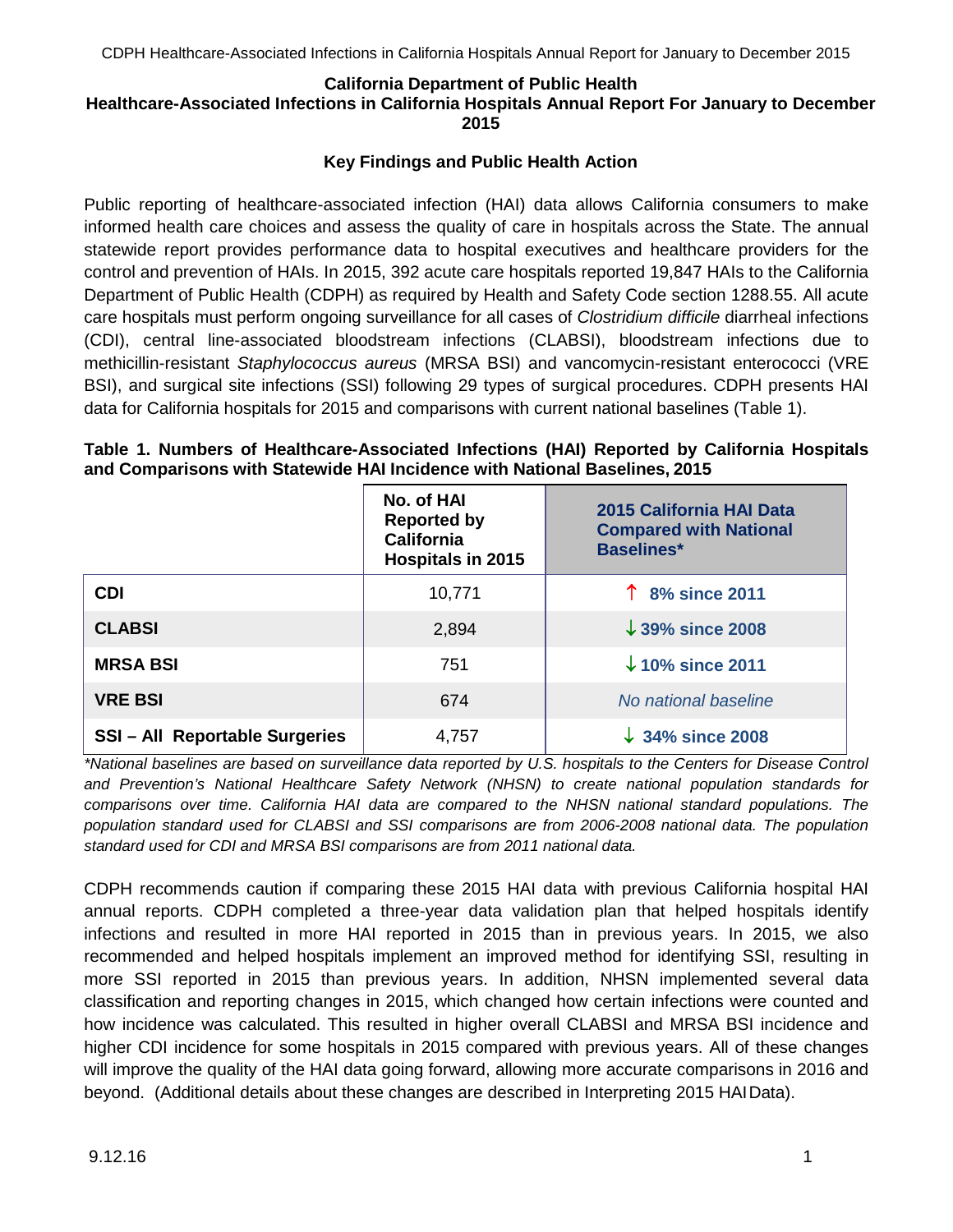# California Department of Public Health

## Healthcare-Associated Infections in California Hospitals Annual Report For January to December 2015

### Key Findings and Public Health Action

Public reporting of healthcare-associated infection (HAI) data allows California consumers to make informed health care choices and assess the quality of care in hospitals across the State. The annual statewide report provides performance data to hospital executives and healthcare providers for the control and prevention of HAIs. In 2015, 392 acute care hospitals reported 19,847 HAIs to the California Department of Public Health (CDPH) as required by Health and Safety Code section 1288.55. All acute care hospitals must perform ongoing surveillance for all cases of *Clostridium difficile* diarrheal infections (CDI), central line-associated bloodstream infections (CLABSI), bloodstream infections due to methicillin-resistant *Staphylococcus aureus* (MRSA BSI) and vancomycin-resistant enterococci (VRE BSI), and surgical site infections (SSI) following 29 types of surgical procedures. CDPH presents HAI data for California hospitals for 2015 and comparisons with current national baselines (Table 1).

**Table 1. Numbers of Healthcare-Associated Infections (HAI) Reported by California Hospitals and Comparisons with Statewide HAI Incidence with National Baselines, 2015**

| | No. of HAI Reported by California Hospitals in 2015 | 2015 California HAI Data Compared with National Baselines* |
|---|---|---|
| **CDI** | 10,771 | **↑ 8% since 2011** |
| **CLABSI** | 2,894 | **↓ 39% since 2008** |
| **MRSA BSI** | 751 | **↓ 10% since 2011** |
| **VRE BSI** | 674 | *No national baseline* |
| **SSI – All Reportable Surgeries** | 4,757 | **↓ 34% since 2008** |

*\*National baselines are based on surveillance data reported by U.S. hospitals to the Centers for Disease Control and Prevention's National Healthcare Safety Network (NHSN) to create national population standards for comparisons over time. California HAI data are compared to the NHSN national standard populations. The population standard used for CLABSI and SSI comparisons are from 2006-2008 national data. The population standard used for CDI and MRSA BSI comparisons are from 2011 national data.*

CDPH recommends caution if comparing these 2015 HAI data with previous California hospital HAI annual reports. CDPH completed a three-year data validation plan that helped hospitals identify infections and resulted in more HAI reported in 2015 than in previous years. In 2015, we also recommended and helped hospitals implement an improved method for identifying SSI, resulting in more SSI reported in 2015 than previous years. In addition, NHSN implemented several data classification and reporting changes in 2015, which changed how certain infections were counted and how incidence was calculated. This resulted in higher overall CLABSI and MRSA BSI incidence and higher CDI incidence for some hospitals in 2015 compared with previous years. All of these changes will improve the quality of the HAI data going forward, allowing more accurate comparisons in 2016 and beyond. (Additional details about these changes are described in Interpreting 2015 HAI Data).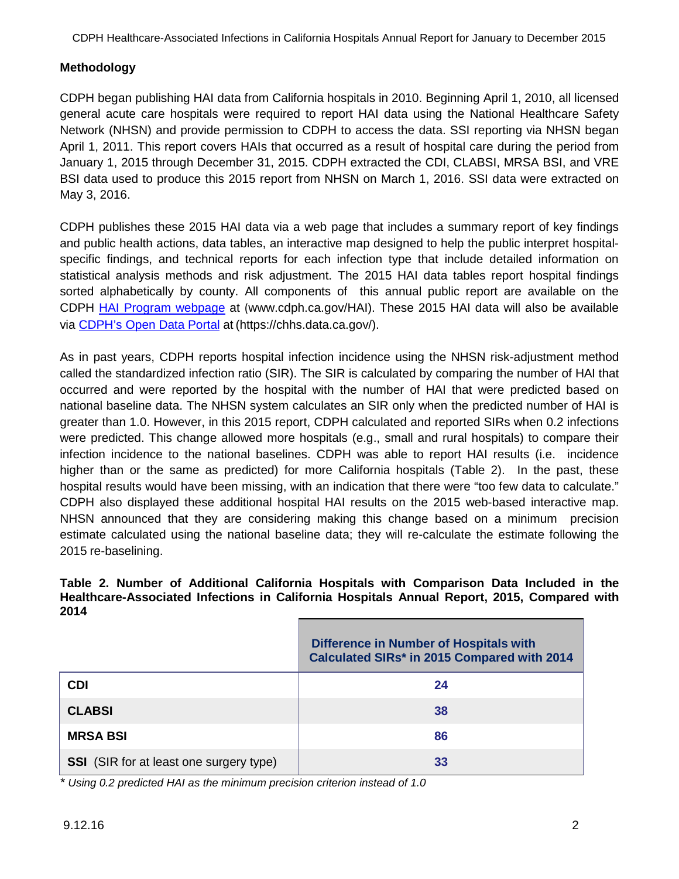**Methodology**

CDPH began publishing HAI data from California hospitals in 2010. Beginning April 1, 2010, all licensed general acute care hospitals were required to report HAI data using the National Healthcare Safety Network (NHSN) and provide permission to CDPH to access the data. SSI reporting via NHSN began April 1, 2011. This report covers HAIs that occurred as a result of hospital care during the period from January 1, 2015 through December 31, 2015. CDPH extracted the CDI, CLABSI, MRSA BSI, and VRE BSI data used to produce this 2015 report from NHSN on March 1, 2016. SSI data were extracted on May 3, 2016.

CDPH publishes these 2015 HAI data via a web page that includes a summary report of key findings and public health actions, data tables, an interactive map designed to help the public interpret hospital-specific findings, and technical reports for each infection type that include detailed information on statistical analysis methods and risk adjustment. The 2015 HAI data tables report hospital findings sorted alphabetically by county. All components of this annual public report are available on the CDPH HAI Program webpage at (www.cdph.ca.gov/HAI). These 2015 HAI data will also be available via CDPH's Open Data Portal at (https://chhs.data.ca.gov/).

As in past years, CDPH reports hospital infection incidence using the NHSN risk-adjustment method called the standardized infection ratio (SIR). The SIR is calculated by comparing the number of HAI that occurred and were reported by the hospital with the number of HAI that were predicted based on national baseline data. The NHSN system calculates an SIR only when the predicted number of HAI is greater than 1.0. However, in this 2015 report, CDPH calculated and reported SIRs when 0.2 infections were predicted. This change allowed more hospitals (e.g., small and rural hospitals) to compare their infection incidence to the national baselines. CDPH was able to report HAI results (i.e. incidence higher than or the same as predicted) for more California hospitals (Table 2). In the past, these hospital results would have been missing, with an indication that there were "too few data to calculate." CDPH also displayed these additional hospital HAI results on the 2015 web-based interactive map. NHSN announced that they are considering making this change based on a minimum precision estimate calculated using the national baseline data; they will re-calculate the estimate following the 2015 re-baselining.

**Table 2. Number of Additional California Hospitals with Comparison Data Included in the Healthcare-Associated Infections in California Hospitals Annual Report, 2015, Compared with 2014**

| | Difference in Number of Hospitals with Calculated SIRs* in 2015 Compared with 2014 |
|---|---|
| **CDI** | 24 |
| **CLABSI** | 38 |
| **MRSA BSI** | 86 |
| **SSI** (SIR for at least one surgery type) | 33 |

*\* Using 0.2 predicted HAI as the minimum precision criterion instead of 1.0*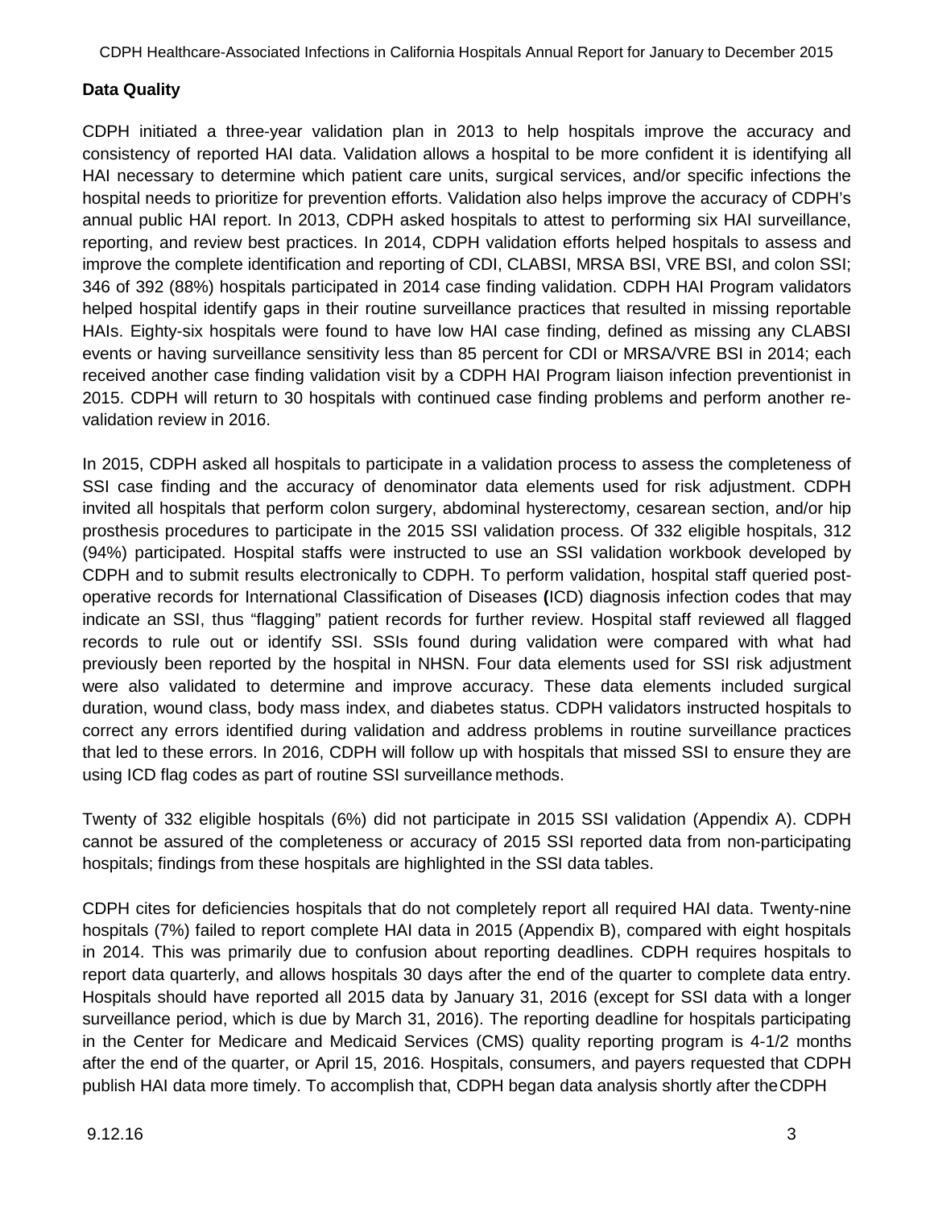## Data Quality

CDPH initiated a three-year validation plan in 2013 to help hospitals improve the accuracy and consistency of reported HAI data. Validation allows a hospital to be more confident it is identifying all HAI necessary to determine which patient care units, surgical services, and/or specific infections the hospital needs to prioritize for prevention efforts. Validation also helps improve the accuracy of CDPH's annual public HAI report. In 2013, CDPH asked hospitals to attest to performing six HAI surveillance, reporting, and review best practices. In 2014, CDPH validation efforts helped hospitals to assess and improve the complete identification and reporting of CDI, CLABSI, MRSA BSI, VRE BSI, and colon SSI; 346 of 392 (88%) hospitals participated in 2014 case finding validation. CDPH HAI Program validators helped hospital identify gaps in their routine surveillance practices that resulted in missing reportable HAIs. Eighty-six hospitals were found to have low HAI case finding, defined as missing any CLABSI events or having surveillance sensitivity less than 85 percent for CDI or MRSA/VRE BSI in 2014; each received another case finding validation visit by a CDPH HAI Program liaison infection preventionist in 2015. CDPH will return to 30 hospitals with continued case finding problems and perform another re-validation review in 2016.

In 2015, CDPH asked all hospitals to participate in a validation process to assess the completeness of SSI case finding and the accuracy of denominator data elements used for risk adjustment. CDPH invited all hospitals that perform colon surgery, abdominal hysterectomy, cesarean section, and/or hip prosthesis procedures to participate in the 2015 SSI validation process. Of 332 eligible hospitals, 312 (94%) participated. Hospital staffs were instructed to use an SSI validation workbook developed by CDPH and to submit results electronically to CDPH. To perform validation, hospital staff queried post-operative records for International Classification of Diseases **(**ICD) diagnosis infection codes that may indicate an SSI, thus "flagging" patient records for further review. Hospital staff reviewed all flagged records to rule out or identify SSI. SSIs found during validation were compared with what had previously been reported by the hospital in NHSN. Four data elements used for SSI risk adjustment were also validated to determine and improve accuracy. These data elements included surgical duration, wound class, body mass index, and diabetes status. CDPH validators instructed hospitals to correct any errors identified during validation and address problems in routine surveillance practices that led to these errors. In 2016, CDPH will follow up with hospitals that missed SSI to ensure they are using ICD flag codes as part of routine SSI surveillance methods.

Twenty of 332 eligible hospitals (6%) did not participate in 2015 SSI validation (Appendix A). CDPH cannot be assured of the completeness or accuracy of 2015 SSI reported data from non-participating hospitals; findings from these hospitals are highlighted in the SSI data tables.

CDPH cites for deficiencies hospitals that do not completely report all required HAI data. Twenty-nine hospitals (7%) failed to report complete HAI data in 2015 (Appendix B), compared with eight hospitals in 2014. This was primarily due to confusion about reporting deadlines. CDPH requires hospitals to report data quarterly, and allows hospitals 30 days after the end of the quarter to complete data entry. Hospitals should have reported all 2015 data by January 31, 2016 (except for SSI data with a longer surveillance period, which is due by March 31, 2016). The reporting deadline for hospitals participating in the Center for Medicare and Medicaid Services (CMS) quality reporting program is 4-1/2 months after the end of the quarter, or April 15, 2016. Hospitals, consumers, and payers requested that CDPH publish HAI data more timely. To accomplish that, CDPH began data analysis shortly after the CDPH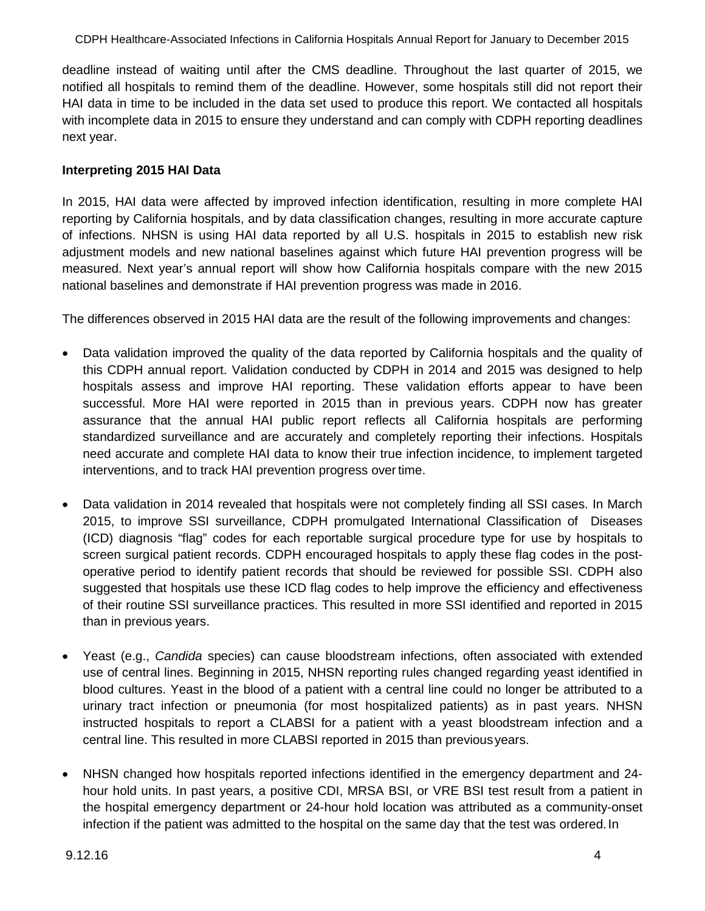deadline instead of waiting until after the CMS deadline. Throughout the last quarter of 2015, we notified all hospitals to remind them of the deadline. However, some hospitals still did not report their HAI data in time to be included in the data set used to produce this report. We contacted all hospitals with incomplete data in 2015 to ensure they understand and can comply with CDPH reporting deadlines next year.

**Interpreting 2015 HAI Data**

In 2015, HAI data were affected by improved infection identification, resulting in more complete HAI reporting by California hospitals, and by data classification changes, resulting in more accurate capture of infections. NHSN is using HAI data reported by all U.S. hospitals in 2015 to establish new risk adjustment models and new national baselines against which future HAI prevention progress will be measured. Next year's annual report will show how California hospitals compare with the new 2015 national baselines and demonstrate if HAI prevention progress was made in 2016.

The differences observed in 2015 HAI data are the result of the following improvements and changes:

- Data validation improved the quality of the data reported by California hospitals and the quality of this CDPH annual report. Validation conducted by CDPH in 2014 and 2015 was designed to help hospitals assess and improve HAI reporting. These validation efforts appear to have been successful. More HAI were reported in 2015 than in previous years. CDPH now has greater assurance that the annual HAI public report reflects all California hospitals are performing standardized surveillance and are accurately and completely reporting their infections. Hospitals need accurate and complete HAI data to know their true infection incidence, to implement targeted interventions, and to track HAI prevention progress over time.

- Data validation in 2014 revealed that hospitals were not completely finding all SSI cases. In March 2015, to improve SSI surveillance, CDPH promulgated International Classification of Diseases (ICD) diagnosis "flag" codes for each reportable surgical procedure type for use by hospitals to screen surgical patient records. CDPH encouraged hospitals to apply these flag codes in the post-operative period to identify patient records that should be reviewed for possible SSI. CDPH also suggested that hospitals use these ICD flag codes to help improve the efficiency and effectiveness of their routine SSI surveillance practices. This resulted in more SSI identified and reported in 2015 than in previous years.

- Yeast (e.g., *Candida* species) can cause bloodstream infections, often associated with extended use of central lines. Beginning in 2015, NHSN reporting rules changed regarding yeast identified in blood cultures. Yeast in the blood of a patient with a central line could no longer be attributed to a urinary tract infection or pneumonia (for most hospitalized patients) as in past years. NHSN instructed hospitals to report a CLABSI for a patient with a yeast bloodstream infection and a central line. This resulted in more CLABSI reported in 2015 than previous years.

- NHSN changed how hospitals reported infections identified in the emergency department and 24-hour hold units. In past years, a positive CDI, MRSA BSI, or VRE BSI test result from a patient in the hospital emergency department or 24-hour hold location was attributed as a community-onset infection if the patient was admitted to the hospital on the same day that the test was ordered. In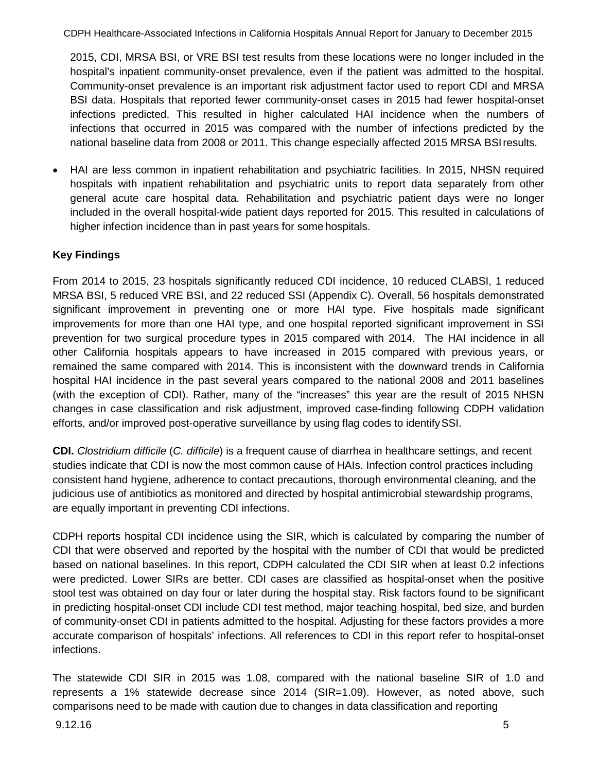2015, CDI, MRSA BSI, or VRE BSI test results from these locations were no longer included in the hospital's inpatient community-onset prevalence, even if the patient was admitted to the hospital. Community-onset prevalence is an important risk adjustment factor used to report CDI and MRSA BSI data. Hospitals that reported fewer community-onset cases in 2015 had fewer hospital-onset infections predicted. This resulted in higher calculated HAI incidence when the numbers of infections that occurred in 2015 was compared with the number of infections predicted by the national baseline data from 2008 or 2011. This change especially affected 2015 MRSA BSI results.

- HAI are less common in inpatient rehabilitation and psychiatric facilities. In 2015, NHSN required hospitals with inpatient rehabilitation and psychiatric units to report data separately from other general acute care hospital data. Rehabilitation and psychiatric patient days were no longer included in the overall hospital-wide patient days reported for 2015. This resulted in calculations of higher infection incidence than in past years for some hospitals.

**Key Findings**

From 2014 to 2015, 23 hospitals significantly reduced CDI incidence, 10 reduced CLABSI, 1 reduced MRSA BSI, 5 reduced VRE BSI, and 22 reduced SSI (Appendix C). Overall, 56 hospitals demonstrated significant improvement in preventing one or more HAI type. Five hospitals made significant improvements for more than one HAI type, and one hospital reported significant improvement in SSI prevention for two surgical procedure types in 2015 compared with 2014. The HAI incidence in all other California hospitals appears to have increased in 2015 compared with previous years, or remained the same compared with 2014. This is inconsistent with the downward trends in California hospital HAI incidence in the past several years compared to the national 2008 and 2011 baselines (with the exception of CDI). Rather, many of the "increases" this year are the result of 2015 NHSN changes in case classification and risk adjustment, improved case-finding following CDPH validation efforts, and/or improved post-operative surveillance by using flag codes to identify SSI.

**CDI.** *Clostridium difficile* (*C. difficile*) is a frequent cause of diarrhea in healthcare settings, and recent studies indicate that CDI is now the most common cause of HAIs. Infection control practices including consistent hand hygiene, adherence to contact precautions, thorough environmental cleaning, and the judicious use of antibiotics as monitored and directed by hospital antimicrobial stewardship programs, are equally important in preventing CDI infections.

CDPH reports hospital CDI incidence using the SIR, which is calculated by comparing the number of CDI that were observed and reported by the hospital with the number of CDI that would be predicted based on national baselines. In this report, CDPH calculated the CDI SIR when at least 0.2 infections were predicted. Lower SIRs are better. CDI cases are classified as hospital-onset when the positive stool test was obtained on day four or later during the hospital stay. Risk factors found to be significant in predicting hospital-onset CDI include CDI test method, major teaching hospital, bed size, and burden of community-onset CDI in patients admitted to the hospital. Adjusting for these factors provides a more accurate comparison of hospitals' infections. All references to CDI in this report refer to hospital-onset infections.

The statewide CDI SIR in 2015 was 1.08, compared with the national baseline SIR of 1.0 and represents a 1% statewide decrease since 2014 (SIR=1.09). However, as noted above, such comparisons need to be made with caution due to changes in data classification and reporting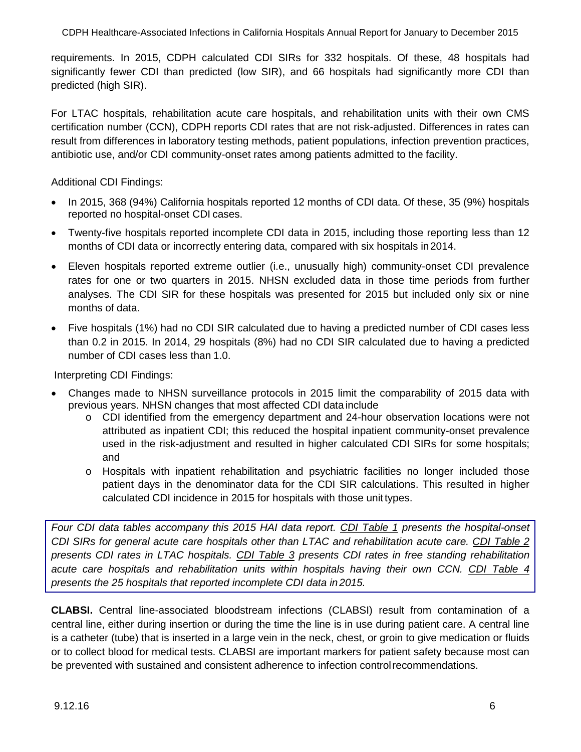requirements. In 2015, CDPH calculated CDI SIRs for 332 hospitals. Of these, 48 hospitals had significantly fewer CDI than predicted (low SIR), and 66 hospitals had significantly more CDI than predicted (high SIR).

For LTAC hospitals, rehabilitation acute care hospitals, and rehabilitation units with their own CMS certification number (CCN), CDPH reports CDI rates that are not risk-adjusted. Differences in rates can result from differences in laboratory testing methods, patient populations, infection prevention practices, antibiotic use, and/or CDI community-onset rates among patients admitted to the facility.

Additional CDI Findings:

- In 2015, 368 (94%) California hospitals reported 12 months of CDI data. Of these, 35 (9%) hospitals reported no hospital-onset CDI cases.
- Twenty-five hospitals reported incomplete CDI data in 2015, including those reporting less than 12 months of CDI data or incorrectly entering data, compared with six hospitals in 2014.
- Eleven hospitals reported extreme outlier (i.e., unusually high) community-onset CDI prevalence rates for one or two quarters in 2015. NHSN excluded data in those time periods from further analyses. The CDI SIR for these hospitals was presented for 2015 but included only six or nine months of data.
- Five hospitals (1%) had no CDI SIR calculated due to having a predicted number of CDI cases less than 0.2 in 2015. In 2014, 29 hospitals (8%) had no CDI SIR calculated due to having a predicted number of CDI cases less than 1.0.

Interpreting CDI Findings:

- Changes made to NHSN surveillance protocols in 2015 limit the comparability of 2015 data with previous years. NHSN changes that most affected CDI data include
  - CDI identified from the emergency department and 24-hour observation locations were not attributed as inpatient CDI; this reduced the hospital inpatient community-onset prevalence used in the risk-adjustment and resulted in higher calculated CDI SIRs for some hospitals; and
  - Hospitals with inpatient rehabilitation and psychiatric facilities no longer included those patient days in the denominator data for the CDI SIR calculations. This resulted in higher calculated CDI incidence in 2015 for hospitals with those unit types.

*Four CDI data tables accompany this 2015 HAI data report. CDI Table 1 presents the hospital-onset CDI SIRs for general acute care hospitals other than LTAC and rehabilitation acute care. CDI Table 2 presents CDI rates in LTAC hospitals. CDI Table 3 presents CDI rates in free standing rehabilitation acute care hospitals and rehabilitation units within hospitals having their own CCN. CDI Table 4 presents the 25 hospitals that reported incomplete CDI data in 2015.*

**CLABSI.** Central line-associated bloodstream infections (CLABSI) result from contamination of a central line, either during insertion or during the time the line is in use during patient care. A central line is a catheter (tube) that is inserted in a large vein in the neck, chest, or groin to give medication or fluids or to collect blood for medical tests. CLABSI are important markers for patient safety because most can be prevented with sustained and consistent adherence to infection control recommendations.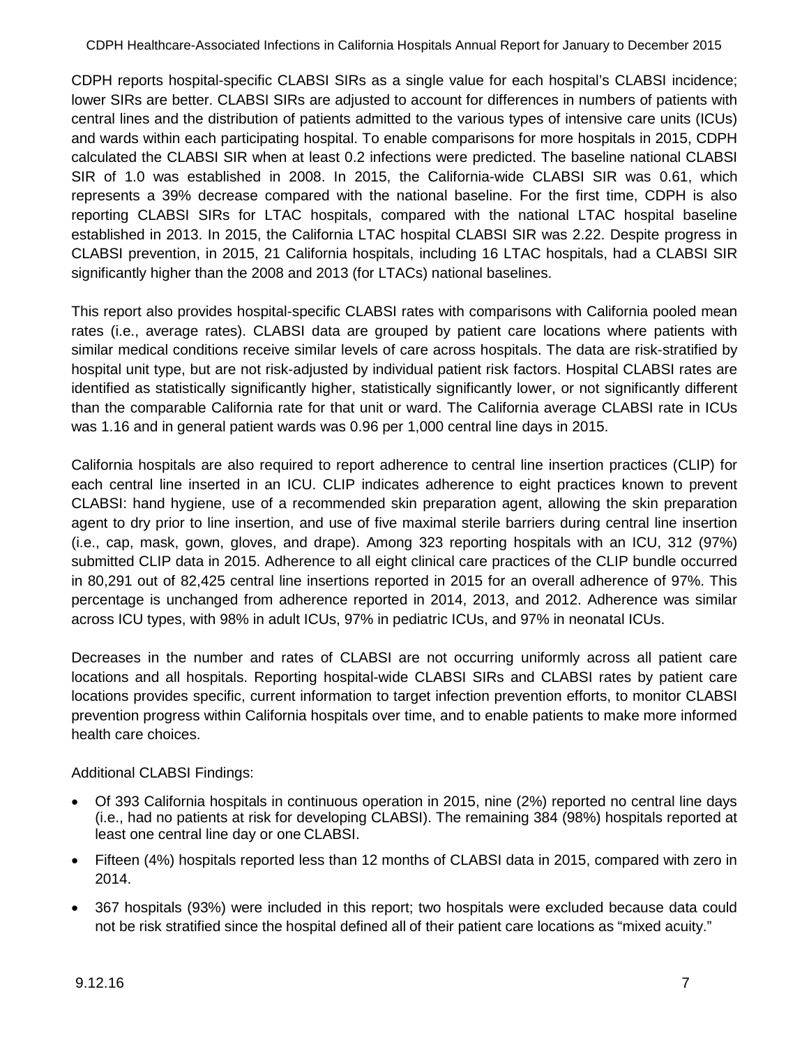CDPH reports hospital-specific CLABSI SIRs as a single value for each hospital's CLABSI incidence; lower SIRs are better. CLABSI SIRs are adjusted to account for differences in numbers of patients with central lines and the distribution of patients admitted to the various types of intensive care units (ICUs) and wards within each participating hospital. To enable comparisons for more hospitals in 2015, CDPH calculated the CLABSI SIR when at least 0.2 infections were predicted. The baseline national CLABSI SIR of 1.0 was established in 2008. In 2015, the California-wide CLABSI SIR was 0.61, which represents a 39% decrease compared with the national baseline. For the first time, CDPH is also reporting CLABSI SIRs for LTAC hospitals, compared with the national LTAC hospital baseline established in 2013. In 2015, the California LTAC hospital CLABSI SIR was 2.22. Despite progress in CLABSI prevention, in 2015, 21 California hospitals, including 16 LTAC hospitals, had a CLABSI SIR significantly higher than the 2008 and 2013 (for LTACs) national baselines.

This report also provides hospital-specific CLABSI rates with comparisons with California pooled mean rates (i.e., average rates). CLABSI data are grouped by patient care locations where patients with similar medical conditions receive similar levels of care across hospitals. The data are risk-stratified by hospital unit type, but are not risk-adjusted by individual patient risk factors. Hospital CLABSI rates are identified as statistically significantly higher, statistically significantly lower, or not significantly different than the comparable California rate for that unit or ward. The California average CLABSI rate in ICUs was 1.16 and in general patient wards was 0.96 per 1,000 central line days in 2015.

California hospitals are also required to report adherence to central line insertion practices (CLIP) for each central line inserted in an ICU. CLIP indicates adherence to eight practices known to prevent CLABSI: hand hygiene, use of a recommended skin preparation agent, allowing the skin preparation agent to dry prior to line insertion, and use of five maximal sterile barriers during central line insertion (i.e., cap, mask, gown, gloves, and drape). Among 323 reporting hospitals with an ICU, 312 (97%) submitted CLIP data in 2015. Adherence to all eight clinical care practices of the CLIP bundle occurred in 80,291 out of 82,425 central line insertions reported in 2015 for an overall adherence of 97%. This percentage is unchanged from adherence reported in 2014, 2013, and 2012. Adherence was similar across ICU types, with 98% in adult ICUs, 97% in pediatric ICUs, and 97% in neonatal ICUs.

Decreases in the number and rates of CLABSI are not occurring uniformly across all patient care locations and all hospitals. Reporting hospital-wide CLABSI SIRs and CLABSI rates by patient care locations provides specific, current information to target infection prevention efforts, to monitor CLABSI prevention progress within California hospitals over time, and to enable patients to make more informed health care choices.

Additional CLABSI Findings:

- Of 393 California hospitals in continuous operation in 2015, nine (2%) reported no central line days (i.e., had no patients at risk for developing CLABSI). The remaining 384 (98%) hospitals reported at least one central line day or one CLABSI.
- Fifteen (4%) hospitals reported less than 12 months of CLABSI data in 2015, compared with zero in 2014.
- 367 hospitals (93%) were included in this report; two hospitals were excluded because data could not be risk stratified since the hospital defined all of their patient care locations as "mixed acuity."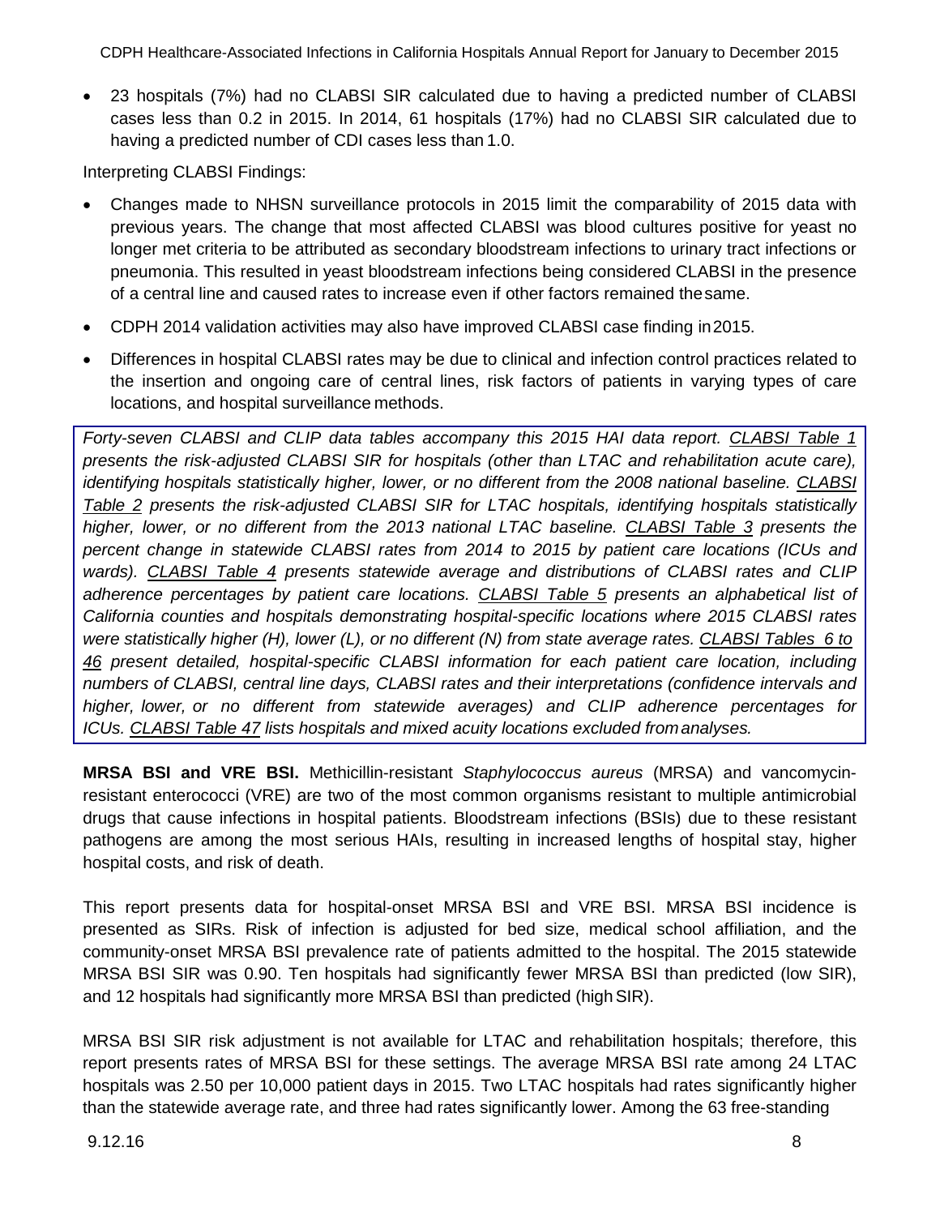- 23 hospitals (7%) had no CLABSI SIR calculated due to having a predicted number of CLABSI cases less than 0.2 in 2015. In 2014, 61 hospitals (17%) had no CLABSI SIR calculated due to having a predicted number of CDI cases less than 1.0.

Interpreting CLABSI Findings:

- Changes made to NHSN surveillance protocols in 2015 limit the comparability of 2015 data with previous years. The change that most affected CLABSI was blood cultures positive for yeast no longer met criteria to be attributed as secondary bloodstream infections to urinary tract infections or pneumonia. This resulted in yeast bloodstream infections being considered CLABSI in the presence of a central line and caused rates to increase even if other factors remained the same.
- CDPH 2014 validation activities may also have improved CLABSI case finding in 2015.
- Differences in hospital CLABSI rates may be due to clinical and infection control practices related to the insertion and ongoing care of central lines, risk factors of patients in varying types of care locations, and hospital surveillance methods.

*Forty-seven CLABSI and CLIP data tables accompany this 2015 HAI data report. CLABSI Table 1 presents the risk-adjusted CLABSI SIR for hospitals (other than LTAC and rehabilitation acute care), identifying hospitals statistically higher, lower, or no different from the 2008 national baseline. CLABSI Table 2 presents the risk-adjusted CLABSI SIR for LTAC hospitals, identifying hospitals statistically higher, lower, or no different from the 2013 national LTAC baseline. CLABSI Table 3 presents the percent change in statewide CLABSI rates from 2014 to 2015 by patient care locations (ICUs and wards). CLABSI Table 4 presents statewide average and distributions of CLABSI rates and CLIP adherence percentages by patient care locations. CLABSI Table 5 presents an alphabetical list of California counties and hospitals demonstrating hospital-specific locations where 2015 CLABSI rates were statistically higher (H), lower (L), or no different (N) from state average rates. CLABSI Tables 6 to 46 present detailed, hospital-specific CLABSI information for each patient care location, including numbers of CLABSI, central line days, CLABSI rates and their interpretations (confidence intervals and higher, lower, or no different from statewide averages) and CLIP adherence percentages for ICUs. CLABSI Table 47 lists hospitals and mixed acuity locations excluded from analyses.*

**MRSA BSI and VRE BSI.** Methicillin-resistant *Staphylococcus aureus* (MRSA) and vancomycin-resistant enterococci (VRE) are two of the most common organisms resistant to multiple antimicrobial drugs that cause infections in hospital patients. Bloodstream infections (BSIs) due to these resistant pathogens are among the most serious HAIs, resulting in increased lengths of hospital stay, higher hospital costs, and risk of death.

This report presents data for hospital-onset MRSA BSI and VRE BSI. MRSA BSI incidence is presented as SIRs. Risk of infection is adjusted for bed size, medical school affiliation, and the community-onset MRSA BSI prevalence rate of patients admitted to the hospital. The 2015 statewide MRSA BSI SIR was 0.90. Ten hospitals had significantly fewer MRSA BSI than predicted (low SIR), and 12 hospitals had significantly more MRSA BSI than predicted (high SIR).

MRSA BSI SIR risk adjustment is not available for LTAC and rehabilitation hospitals; therefore, this report presents rates of MRSA BSI for these settings. The average MRSA BSI rate among 24 LTAC hospitals was 2.50 per 10,000 patient days in 2015. Two LTAC hospitals had rates significantly higher than the statewide average rate, and three had rates significantly lower. Among the 63 free-standing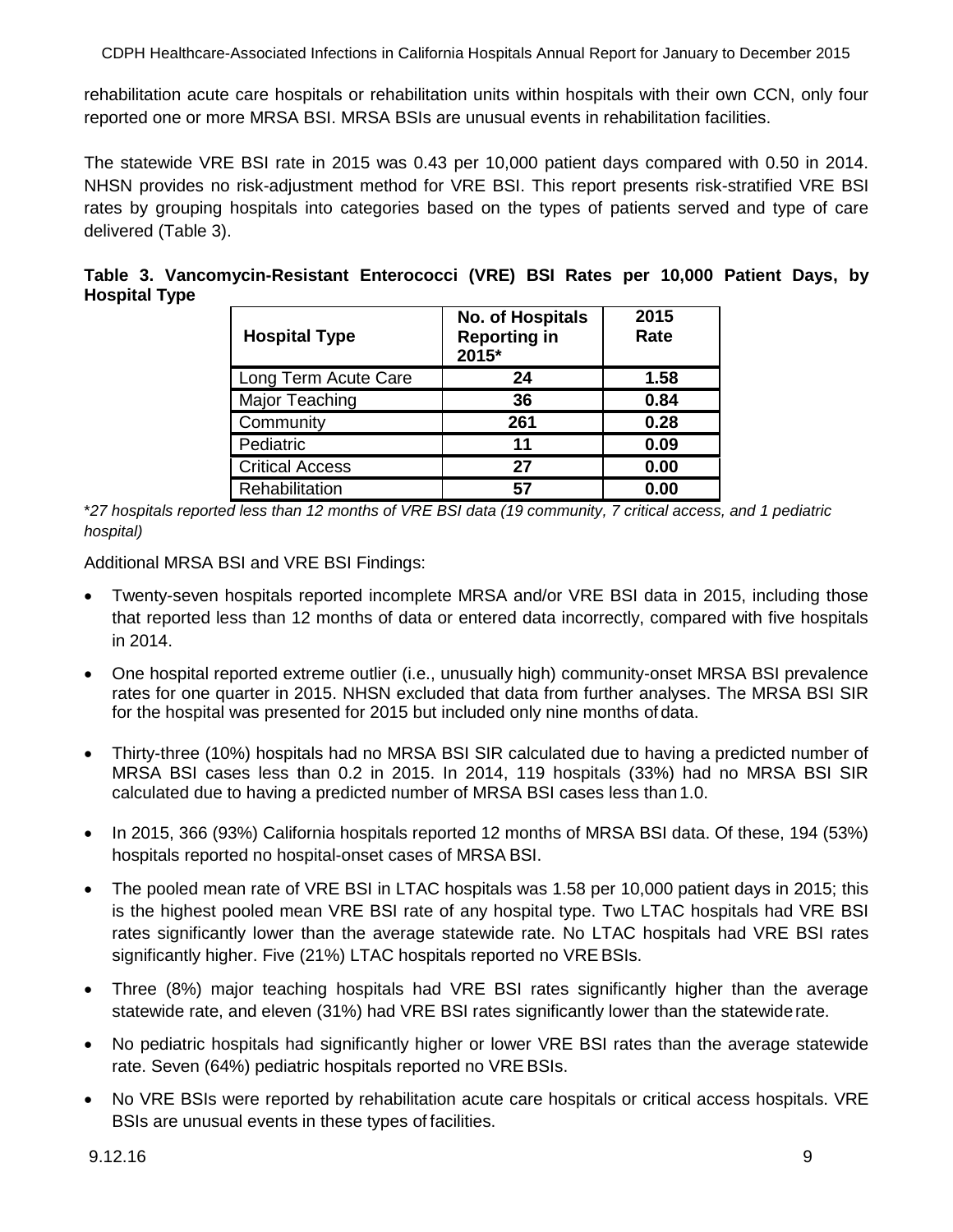rehabilitation acute care hospitals or rehabilitation units within hospitals with their own CCN, only four reported one or more MRSA BSI. MRSA BSIs are unusual events in rehabilitation facilities.

The statewide VRE BSI rate in 2015 was 0.43 per 10,000 patient days compared with 0.50 in 2014. NHSN provides no risk-adjustment method for VRE BSI. This report presents risk-stratified VRE BSI rates by grouping hospitals into categories based on the types of patients served and type of care delivered (Table 3).

**Table 3. Vancomycin-Resistant Enterococci (VRE) BSI Rates per 10,000 Patient Days, by Hospital Type**

| Hospital Type | No. of Hospitals Reporting in 2015* | 2015 Rate |
|---|---|---|
| Long Term Acute Care | 24 | 1.58 |
| Major Teaching | 36 | 0.84 |
| Community | 261 | 0.28 |
| Pediatric | 11 | 0.09 |
| Critical Access | 27 | 0.00 |
| Rehabilitation | 57 | 0.00 |

*\*27 hospitals reported less than 12 months of VRE BSI data (19 community, 7 critical access, and 1 pediatric hospital)*

Additional MRSA BSI and VRE BSI Findings:

- Twenty-seven hospitals reported incomplete MRSA and/or VRE BSI data in 2015, including those that reported less than 12 months of data or entered data incorrectly, compared with five hospitals in 2014.
- One hospital reported extreme outlier (i.e., unusually high) community-onset MRSA BSI prevalence rates for one quarter in 2015. NHSN excluded that data from further analyses. The MRSA BSI SIR for the hospital was presented for 2015 but included only nine months of data.
- Thirty-three (10%) hospitals had no MRSA BSI SIR calculated due to having a predicted number of MRSA BSI cases less than 0.2 in 2015. In 2014, 119 hospitals (33%) had no MRSA BSI SIR calculated due to having a predicted number of MRSA BSI cases less than 1.0.
- In 2015, 366 (93%) California hospitals reported 12 months of MRSA BSI data. Of these, 194 (53%) hospitals reported no hospital-onset cases of MRSA BSI.
- The pooled mean rate of VRE BSI in LTAC hospitals was 1.58 per 10,000 patient days in 2015; this is the highest pooled mean VRE BSI rate of any hospital type. Two LTAC hospitals had VRE BSI rates significantly lower than the average statewide rate. No LTAC hospitals had VRE BSI rates significantly higher. Five (21%) LTAC hospitals reported no VRE BSIs.
- Three (8%) major teaching hospitals had VRE BSI rates significantly higher than the average statewide rate, and eleven (31%) had VRE BSI rates significantly lower than the statewide rate.
- No pediatric hospitals had significantly higher or lower VRE BSI rates than the average statewide rate. Seven (64%) pediatric hospitals reported no VRE BSIs.
- No VRE BSIs were reported by rehabilitation acute care hospitals or critical access hospitals. VRE BSIs are unusual events in these types of facilities.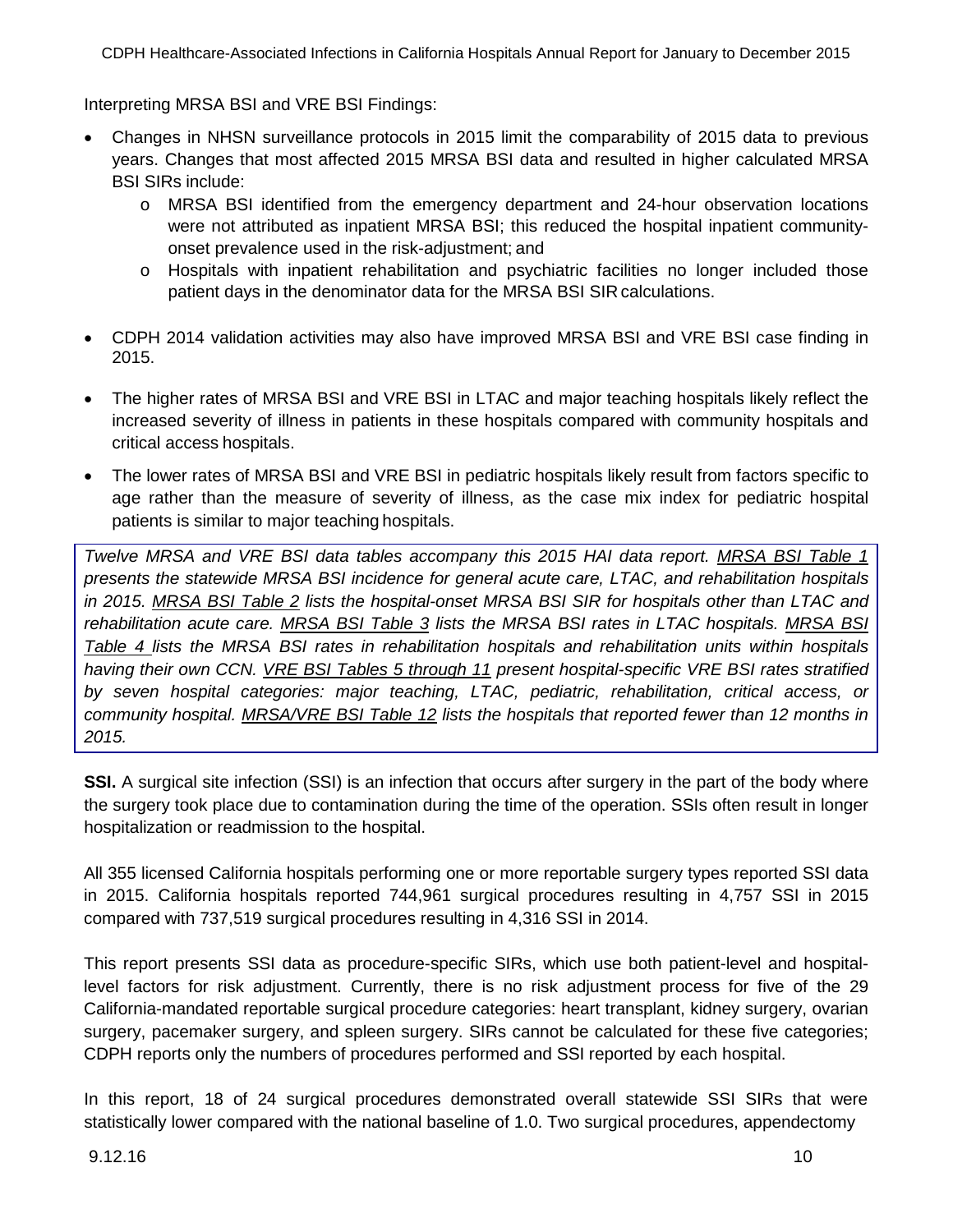Interpreting MRSA BSI and VRE BSI Findings:

- Changes in NHSN surveillance protocols in 2015 limit the comparability of 2015 data to previous years. Changes that most affected 2015 MRSA BSI data and resulted in higher calculated MRSA BSI SIRs include:
  - MRSA BSI identified from the emergency department and 24-hour observation locations were not attributed as inpatient MRSA BSI; this reduced the hospital inpatient community-onset prevalence used in the risk-adjustment; and
  - Hospitals with inpatient rehabilitation and psychiatric facilities no longer included those patient days in the denominator data for the MRSA BSI SIR calculations.
- CDPH 2014 validation activities may also have improved MRSA BSI and VRE BSI case finding in 2015.
- The higher rates of MRSA BSI and VRE BSI in LTAC and major teaching hospitals likely reflect the increased severity of illness in patients in these hospitals compared with community hospitals and critical access hospitals.
- The lower rates of MRSA BSI and VRE BSI in pediatric hospitals likely result from factors specific to age rather than the measure of severity of illness, as the case mix index for pediatric hospital patients is similar to major teaching hospitals.

*Twelve MRSA and VRE BSI data tables accompany this 2015 HAI data report. MRSA BSI Table 1 presents the statewide MRSA BSI incidence for general acute care, LTAC, and rehabilitation hospitals in 2015. MRSA BSI Table 2 lists the hospital-onset MRSA BSI SIR for hospitals other than LTAC and rehabilitation acute care. MRSA BSI Table 3 lists the MRSA BSI rates in LTAC hospitals. MRSA BSI Table 4 lists the MRSA BSI rates in rehabilitation hospitals and rehabilitation units within hospitals having their own CCN. VRE BSI Tables 5 through 11 present hospital-specific VRE BSI rates stratified by seven hospital categories: major teaching, LTAC, pediatric, rehabilitation, critical access, or community hospital. MRSA/VRE BSI Table 12 lists the hospitals that reported fewer than 12 months in 2015.*

**SSI.** A surgical site infection (SSI) is an infection that occurs after surgery in the part of the body where the surgery took place due to contamination during the time of the operation. SSIs often result in longer hospitalization or readmission to the hospital.

All 355 licensed California hospitals performing one or more reportable surgery types reported SSI data in 2015. California hospitals reported 744,961 surgical procedures resulting in 4,757 SSI in 2015 compared with 737,519 surgical procedures resulting in 4,316 SSI in 2014.

This report presents SSI data as procedure-specific SIRs, which use both patient-level and hospital-level factors for risk adjustment. Currently, there is no risk adjustment process for five of the 29 California-mandated reportable surgical procedure categories: heart transplant, kidney surgery, ovarian surgery, pacemaker surgery, and spleen surgery. SIRs cannot be calculated for these five categories; CDPH reports only the numbers of procedures performed and SSI reported by each hospital.

In this report, 18 of 24 surgical procedures demonstrated overall statewide SSI SIRs that were statistically lower compared with the national baseline of 1.0. Two surgical procedures, appendectomy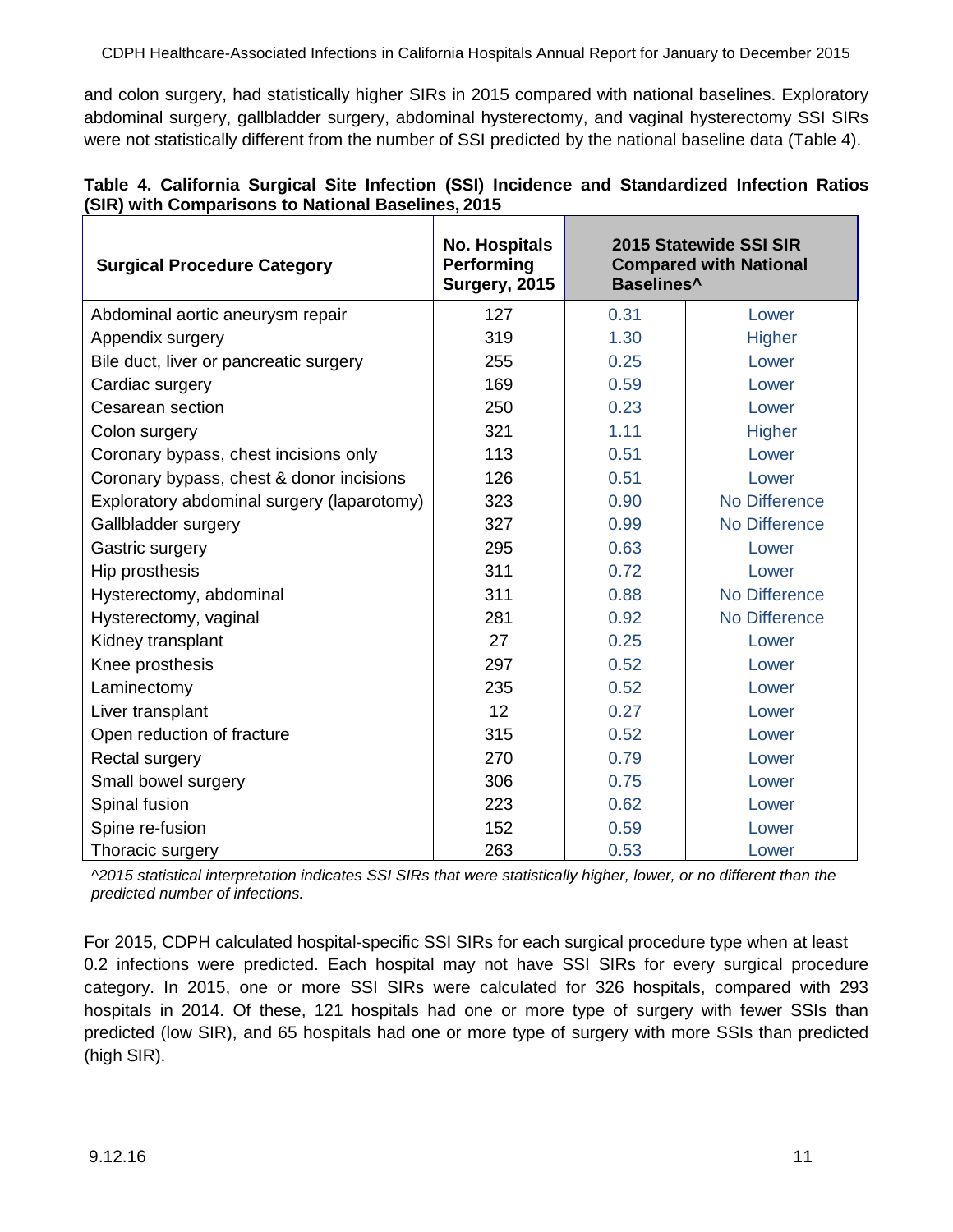and colon surgery, had statistically higher SIRs in 2015 compared with national baselines. Exploratory abdominal surgery, gallbladder surgery, abdominal hysterectomy, and vaginal hysterectomy SSI SIRs were not statistically different from the number of SSI predicted by the national baseline data (Table 4).

**Table 4. California Surgical Site Infection (SSI) Incidence and Standardized Infection Ratios (SIR) with Comparisons to National Baselines, 2015**

| Surgical Procedure Category | No. Hospitals Performing Surgery, 2015 | 2015 Statewide SSI SIR Compared with National Baselines^ | |
|---|---|---|---|
| Abdominal aortic aneurysm repair | 127 | 0.31 | Lower |
| Appendix surgery | 319 | 1.30 | Higher |
| Bile duct, liver or pancreatic surgery | 255 | 0.25 | Lower |
| Cardiac surgery | 169 | 0.59 | Lower |
| Cesarean section | 250 | 0.23 | Lower |
| Colon surgery | 321 | 1.11 | Higher |
| Coronary bypass, chest incisions only | 113 | 0.51 | Lower |
| Coronary bypass, chest & donor incisions | 126 | 0.51 | Lower |
| Exploratory abdominal surgery (laparotomy) | 323 | 0.90 | No Difference |
| Gallbladder surgery | 327 | 0.99 | No Difference |
| Gastric surgery | 295 | 0.63 | Lower |
| Hip prosthesis | 311 | 0.72 | Lower |
| Hysterectomy, abdominal | 311 | 0.88 | No Difference |
| Hysterectomy, vaginal | 281 | 0.92 | No Difference |
| Kidney transplant | 27 | 0.25 | Lower |
| Knee prosthesis | 297 | 0.52 | Lower |
| Laminectomy | 235 | 0.52 | Lower |
| Liver transplant | 12 | 0.27 | Lower |
| Open reduction of fracture | 315 | 0.52 | Lower |
| Rectal surgery | 270 | 0.79 | Lower |
| Small bowel surgery | 306 | 0.75 | Lower |
| Spinal fusion | 223 | 0.62 | Lower |
| Spine re-fusion | 152 | 0.59 | Lower |
| Thoracic surgery | 263 | 0.53 | Lower |

*^2015 statistical interpretation indicates SSI SIRs that were statistically higher, lower, or no different than the predicted number of infections.*

For 2015, CDPH calculated hospital-specific SSI SIRs for each surgical procedure type when at least 0.2 infections were predicted. Each hospital may not have SSI SIRs for every surgical procedure category. In 2015, one or more SSI SIRs were calculated for 326 hospitals, compared with 293 hospitals in 2014. Of these, 121 hospitals had one or more type of surgery with fewer SSIs than predicted (low SIR), and 65 hospitals had one or more type of surgery with more SSIs than predicted (high SIR).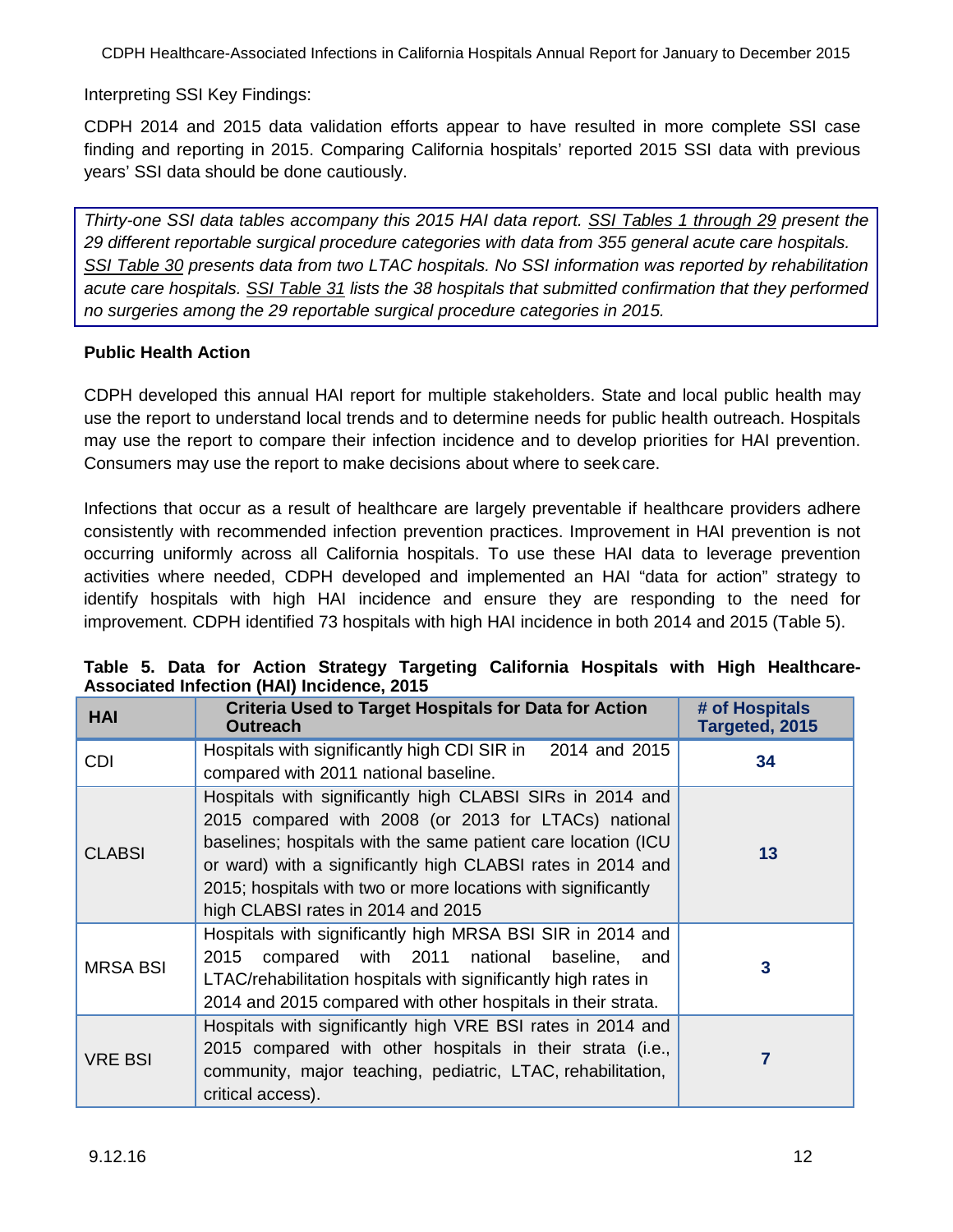Interpreting SSI Key Findings:

CDPH 2014 and 2015 data validation efforts appear to have resulted in more complete SSI case finding and reporting in 2015. Comparing California hospitals' reported 2015 SSI data with previous years' SSI data should be done cautiously.

*Thirty-one SSI data tables accompany this 2015 HAI data report. SSI Tables 1 through 29 present the 29 different reportable surgical procedure categories with data from 355 general acute care hospitals. SSI Table 30 presents data from two LTAC hospitals. No SSI information was reported by rehabilitation acute care hospitals. SSI Table 31 lists the 38 hospitals that submitted confirmation that they performed no surgeries among the 29 reportable surgical procedure categories in 2015.*

**Public Health Action**

CDPH developed this annual HAI report for multiple stakeholders. State and local public health may use the report to understand local trends and to determine needs for public health outreach. Hospitals may use the report to compare their infection incidence and to develop priorities for HAI prevention. Consumers may use the report to make decisions about where to seek care.

Infections that occur as a result of healthcare are largely preventable if healthcare providers adhere consistently with recommended infection prevention practices. Improvement in HAI prevention is not occurring uniformly across all California hospitals. To use these HAI data to leverage prevention activities where needed, CDPH developed and implemented an HAI "data for action" strategy to identify hospitals with high HAI incidence and ensure they are responding to the need for improvement. CDPH identified 73 hospitals with high HAI incidence in both 2014 and 2015 (Table 5).

**Table 5. Data for Action Strategy Targeting California Hospitals with High Healthcare-Associated Infection (HAI) Incidence, 2015**

| HAI | Criteria Used to Target Hospitals for Data for Action Outreach | # of Hospitals Targeted, 2015 |
|---|---|---|
| CDI | Hospitals with significantly high CDI SIR in 2014 and 2015 compared with 2011 national baseline. | **34** |
| CLABSI | Hospitals with significantly high CLABSI SIRs in 2014 and 2015 compared with 2008 (or 2013 for LTACs) national baselines; hospitals with the same patient care location (ICU or ward) with a significantly high CLABSI rates in 2014 and 2015; hospitals with two or more locations with significantly high CLABSI rates in 2014 and 2015 | **13** |
| MRSA BSI | Hospitals with significantly high MRSA BSI SIR in 2014 and 2015 compared with 2011 national baseline, and LTAC/rehabilitation hospitals with significantly high rates in 2014 and 2015 compared with other hospitals in their strata. | **3** |
| VRE BSI | Hospitals with significantly high VRE BSI rates in 2014 and 2015 compared with other hospitals in their strata (i.e., community, major teaching, pediatric, LTAC, rehabilitation, critical access). | **7** |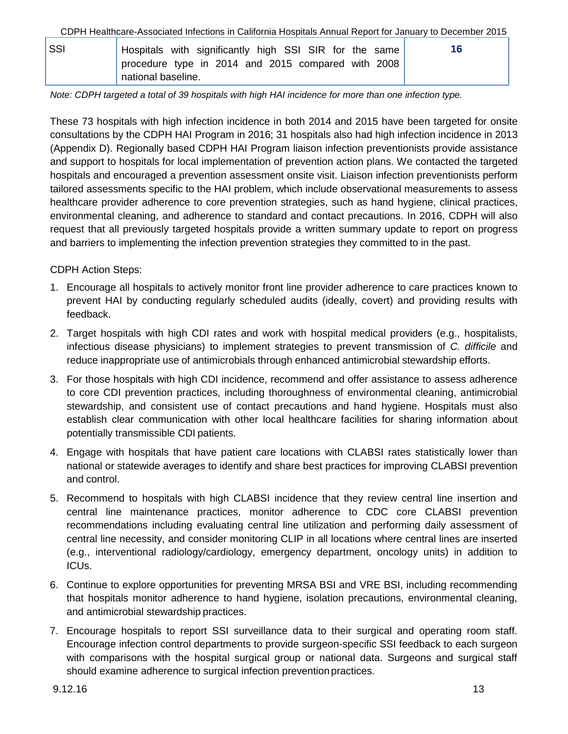| SSI | Hospitals with significantly high SSI SIR for the same procedure type in 2014 and 2015 compared with 2008 national baseline. | **16** |
|---|---|---|

*Note: CDPH targeted a total of 39 hospitals with high HAI incidence for more than one infection type.*

These 73 hospitals with high infection incidence in both 2014 and 2015 have been targeted for onsite consultations by the CDPH HAI Program in 2016; 31 hospitals also had high infection incidence in 2013 (Appendix D). Regionally based CDPH HAI Program liaison infection preventionists provide assistance and support to hospitals for local implementation of prevention action plans. We contacted the targeted hospitals and encouraged a prevention assessment onsite visit. Liaison infection preventionists perform tailored assessments specific to the HAI problem, which include observational measurements to assess healthcare provider adherence to core prevention strategies, such as hand hygiene, clinical practices, environmental cleaning, and adherence to standard and contact precautions. In 2016, CDPH will also request that all previously targeted hospitals provide a written summary update to report on progress and barriers to implementing the infection prevention strategies they committed to in the past.

CDPH Action Steps:

1. Encourage all hospitals to actively monitor front line provider adherence to care practices known to prevent HAI by conducting regularly scheduled audits (ideally, covert) and providing results with feedback.
2. Target hospitals with high CDI rates and work with hospital medical providers (e.g., hospitalists, infectious disease physicians) to implement strategies to prevent transmission of *C. difficile* and reduce inappropriate use of antimicrobials through enhanced antimicrobial stewardship efforts.
3. For those hospitals with high CDI incidence, recommend and offer assistance to assess adherence to core CDI prevention practices, including thoroughness of environmental cleaning, antimicrobial stewardship, and consistent use of contact precautions and hand hygiene. Hospitals must also establish clear communication with other local healthcare facilities for sharing information about potentially transmissible CDI patients.
4. Engage with hospitals that have patient care locations with CLABSI rates statistically lower than national or statewide averages to identify and share best practices for improving CLABSI prevention and control.
5. Recommend to hospitals with high CLABSI incidence that they review central line insertion and central line maintenance practices, monitor adherence to CDC core CLABSI prevention recommendations including evaluating central line utilization and performing daily assessment of central line necessity, and consider monitoring CLIP in all locations where central lines are inserted (e.g., interventional radiology/cardiology, emergency department, oncology units) in addition to ICUs.
6. Continue to explore opportunities for preventing MRSA BSI and VRE BSI, including recommending that hospitals monitor adherence to hand hygiene, isolation precautions, environmental cleaning, and antimicrobial stewardship practices.
7. Encourage hospitals to report SSI surveillance data to their surgical and operating room staff. Encourage infection control departments to provide surgeon-specific SSI feedback to each surgeon with comparisons with the hospital surgical group or national data. Surgeons and surgical staff should examine adherence to surgical infection prevention practices.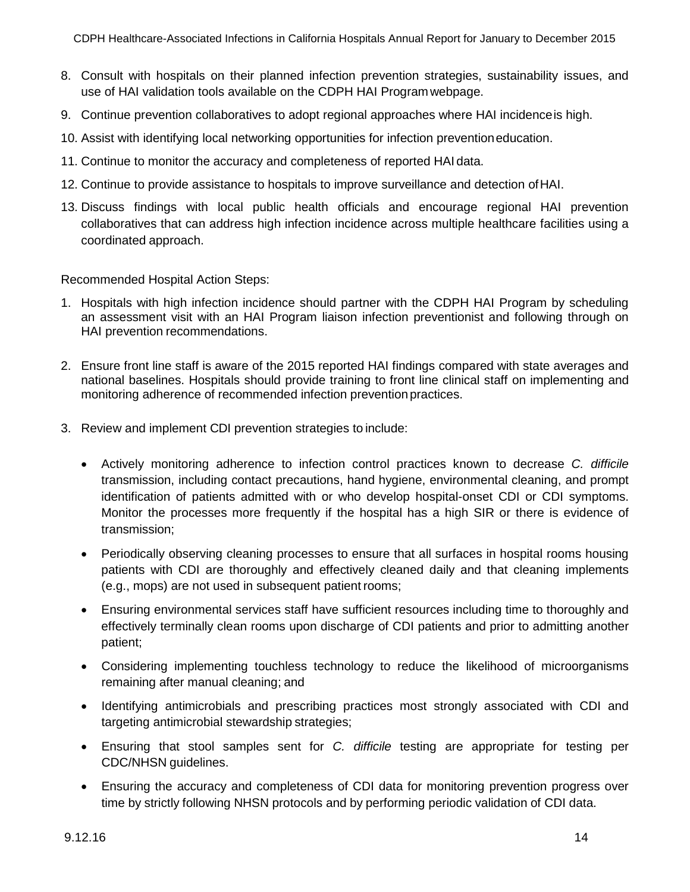8. Consult with hospitals on their planned infection prevention strategies, sustainability issues, and use of HAI validation tools available on the CDPH HAI Program webpage.
9. Continue prevention collaboratives to adopt regional approaches where HAI incidence is high.
10. Assist with identifying local networking opportunities for infection prevention education.
11. Continue to monitor the accuracy and completeness of reported HAI data.
12. Continue to provide assistance to hospitals to improve surveillance and detection of HAI.
13. Discuss findings with local public health officials and encourage regional HAI prevention collaboratives that can address high infection incidence across multiple healthcare facilities using a coordinated approach.

Recommended Hospital Action Steps:

1. Hospitals with high infection incidence should partner with the CDPH HAI Program by scheduling an assessment visit with an HAI Program liaison infection preventionist and following through on HAI prevention recommendations.

2. Ensure front line staff is aware of the 2015 reported HAI findings compared with state averages and national baselines. Hospitals should provide training to front line clinical staff on implementing and monitoring adherence of recommended infection prevention practices.

3. Review and implement CDI prevention strategies to include:

   - Actively monitoring adherence to infection control practices known to decrease *C. difficile* transmission, including contact precautions, hand hygiene, environmental cleaning, and prompt identification of patients admitted with or who develop hospital-onset CDI or CDI symptoms. Monitor the processes more frequently if the hospital has a high SIR or there is evidence of transmission;

   - Periodically observing cleaning processes to ensure that all surfaces in hospital rooms housing patients with CDI are thoroughly and effectively cleaned daily and that cleaning implements (e.g., mops) are not used in subsequent patient rooms;

   - Ensuring environmental services staff have sufficient resources including time to thoroughly and effectively terminally clean rooms upon discharge of CDI patients and prior to admitting another patient;

   - Considering implementing touchless technology to reduce the likelihood of microorganisms remaining after manual cleaning; and

   - Identifying antimicrobials and prescribing practices most strongly associated with CDI and targeting antimicrobial stewardship strategies;

   - Ensuring that stool samples sent for *C. difficile* testing are appropriate for testing per CDC/NHSN guidelines.

   - Ensuring the accuracy and completeness of CDI data for monitoring prevention progress over time by strictly following NHSN protocols and by performing periodic validation of CDI data.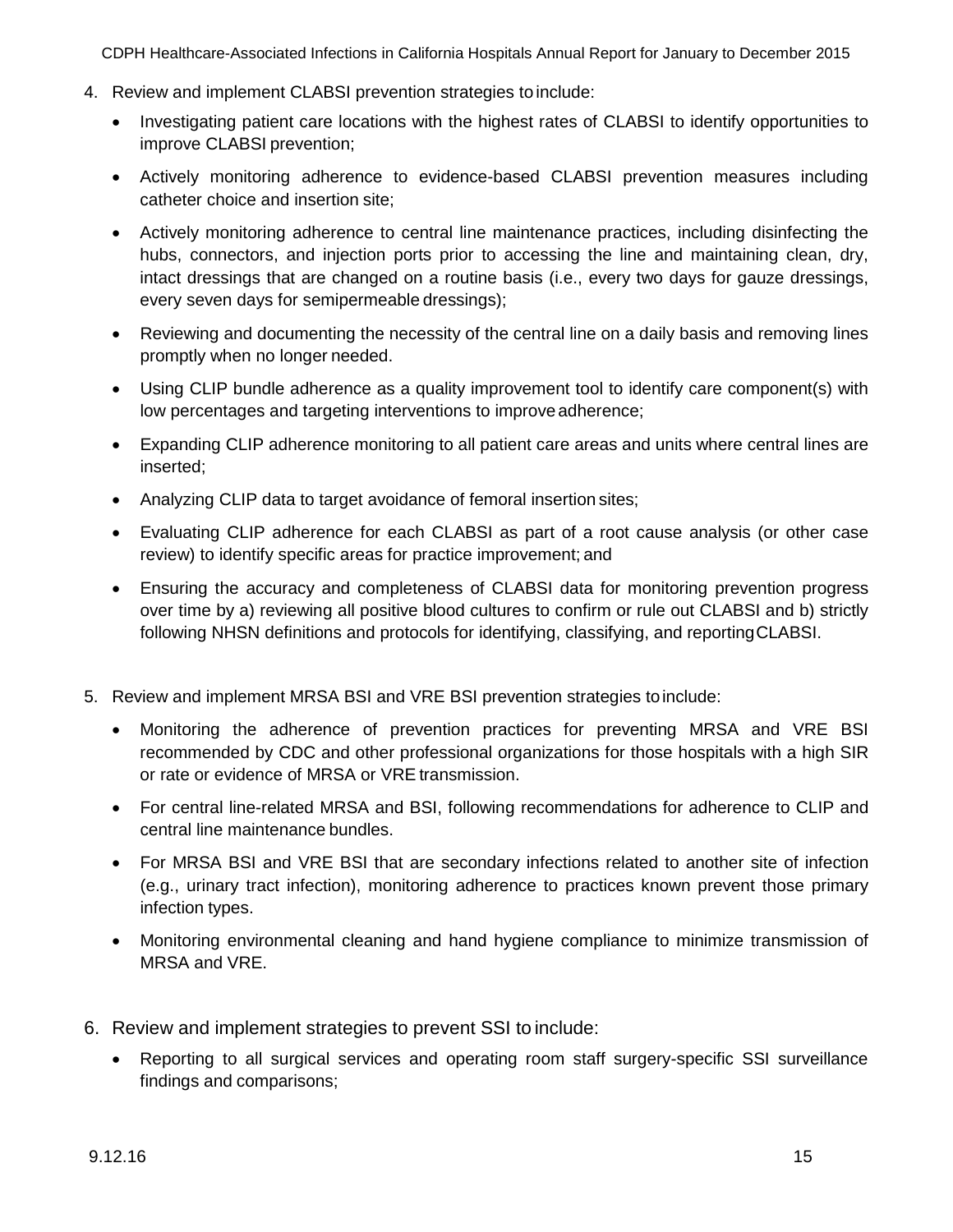4. Review and implement CLABSI prevention strategies to include:
    - Investigating patient care locations with the highest rates of CLABSI to identify opportunities to improve CLABSI prevention;
    - Actively monitoring adherence to evidence-based CLABSI prevention measures including catheter choice and insertion site;
    - Actively monitoring adherence to central line maintenance practices, including disinfecting the hubs, connectors, and injection ports prior to accessing the line and maintaining clean, dry, intact dressings that are changed on a routine basis (i.e., every two days for gauze dressings, every seven days for semipermeable dressings);
    - Reviewing and documenting the necessity of the central line on a daily basis and removing lines promptly when no longer needed.
    - Using CLIP bundle adherence as a quality improvement tool to identify care component(s) with low percentages and targeting interventions to improve adherence;
    - Expanding CLIP adherence monitoring to all patient care areas and units where central lines are inserted;
    - Analyzing CLIP data to target avoidance of femoral insertion sites;
    - Evaluating CLIP adherence for each CLABSI as part of a root cause analysis (or other case review) to identify specific areas for practice improvement; and
    - Ensuring the accuracy and completeness of CLABSI data for monitoring prevention progress over time by a) reviewing all positive blood cultures to confirm or rule out CLABSI and b) strictly following NHSN definitions and protocols for identifying, classifying, and reporting CLABSI.

5. Review and implement MRSA BSI and VRE BSI prevention strategies to include:
    - Monitoring the adherence of prevention practices for preventing MRSA and VRE BSI recommended by CDC and other professional organizations for those hospitals with a high SIR or rate or evidence of MRSA or VRE transmission.
    - For central line-related MRSA and BSI, following recommendations for adherence to CLIP and central line maintenance bundles.
    - For MRSA BSI and VRE BSI that are secondary infections related to another site of infection (e.g., urinary tract infection), monitoring adherence to practices known prevent those primary infection types.
    - Monitoring environmental cleaning and hand hygiene compliance to minimize transmission of MRSA and VRE.

6. Review and implement strategies to prevent SSI to include:
    - Reporting to all surgical services and operating room staff surgery-specific SSI surveillance findings and comparisons;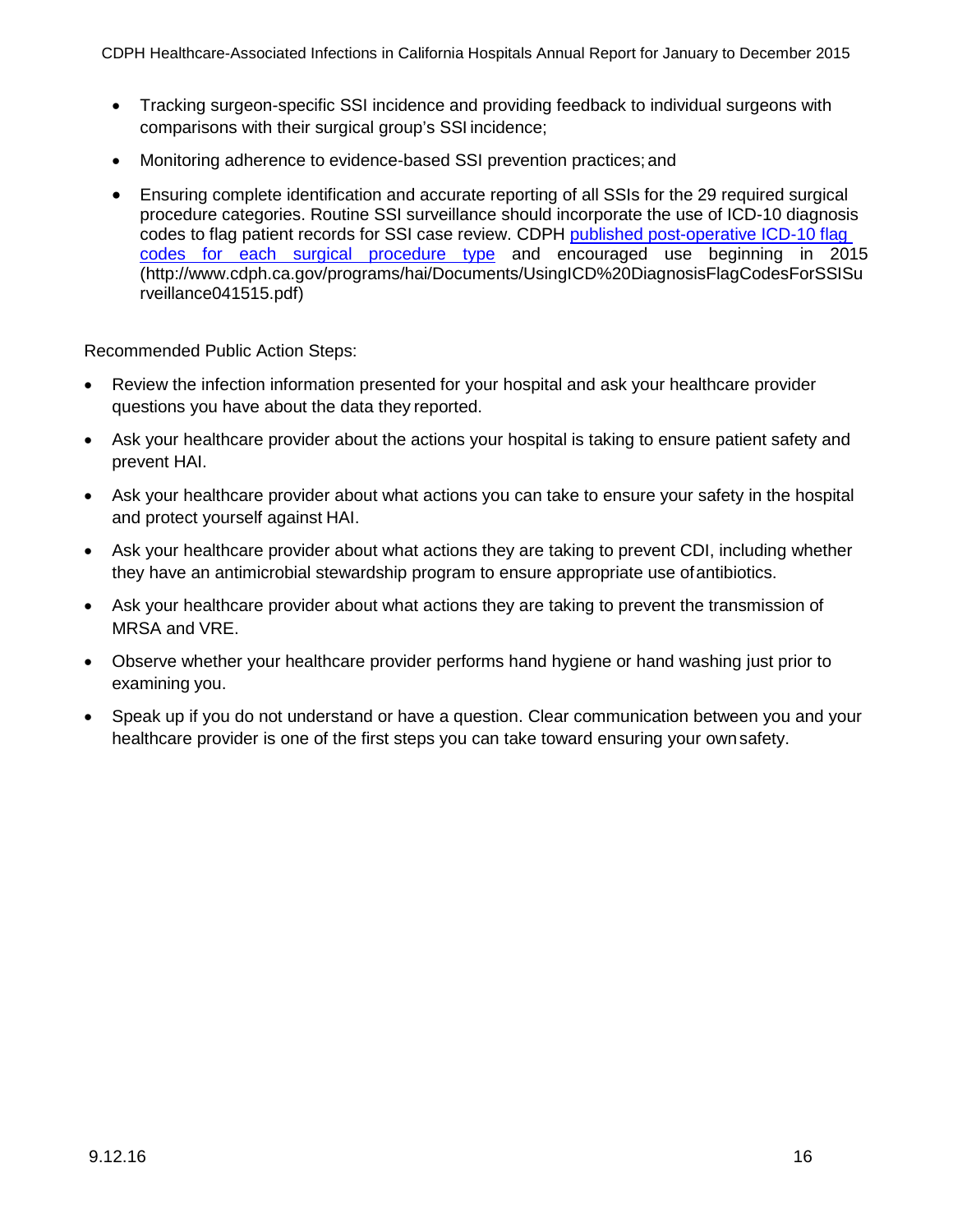- Tracking surgeon-specific SSI incidence and providing feedback to individual surgeons with comparisons with their surgical group's SSI incidence;
- Monitoring adherence to evidence-based SSI prevention practices; and
- Ensuring complete identification and accurate reporting of all SSIs for the 29 required surgical procedure categories. Routine SSI surveillance should incorporate the use of ICD-10 diagnosis codes to flag patient records for SSI case review. CDPH [published post-operative ICD-10 flag codes for each surgical procedure type](http://www.cdph.ca.gov/programs/hai/Documents/UsingICD%20DiagnosisFlagCodesForSSISurveillance041515.pdf) and encouraged use beginning in 2015 (http://www.cdph.ca.gov/programs/hai/Documents/UsingICD%20DiagnosisFlagCodesForSSISurveillance041515.pdf)

Recommended Public Action Steps:

- Review the infection information presented for your hospital and ask your healthcare provider questions you have about the data they reported.
- Ask your healthcare provider about the actions your hospital is taking to ensure patient safety and prevent HAI.
- Ask your healthcare provider about what actions you can take to ensure your safety in the hospital and protect yourself against HAI.
- Ask your healthcare provider about what actions they are taking to prevent CDI, including whether they have an antimicrobial stewardship program to ensure appropriate use of antibiotics.
- Ask your healthcare provider about what actions they are taking to prevent the transmission of MRSA and VRE.
- Observe whether your healthcare provider performs hand hygiene or hand washing just prior to examining you.
- Speak up if you do not understand or have a question. Clear communication between you and your healthcare provider is one of the first steps you can take toward ensuring your own safety.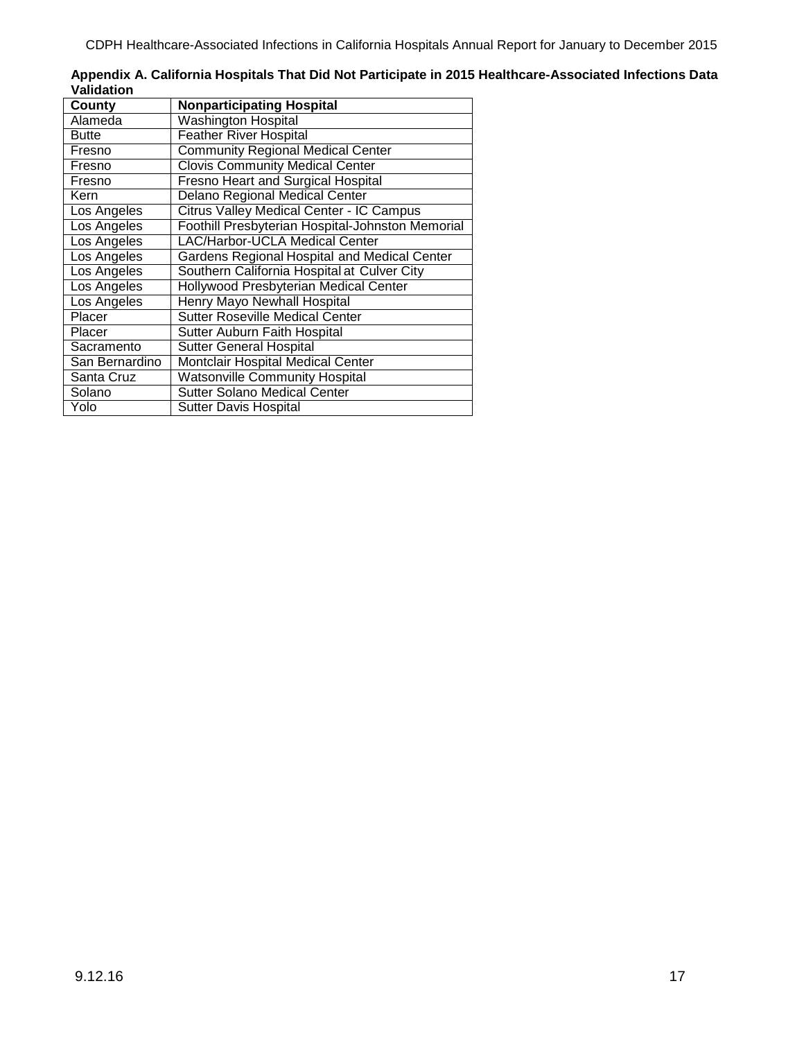**Appendix A. California Hospitals That Did Not Participate in 2015 Healthcare-Associated Infections Data Validation**

| County | Nonparticipating Hospital |
| --- | --- |
| Alameda | Washington Hospital |
| Butte | Feather River Hospital |
| Fresno | Community Regional Medical Center |
| Fresno | Clovis Community Medical Center |
| Fresno | Fresno Heart and Surgical Hospital |
| Kern | Delano Regional Medical Center |
| Los Angeles | Citrus Valley Medical Center - IC Campus |
| Los Angeles | Foothill Presbyterian Hospital-Johnston Memorial |
| Los Angeles | LAC/Harbor-UCLA Medical Center |
| Los Angeles | Gardens Regional Hospital and Medical Center |
| Los Angeles | Southern California Hospital at Culver City |
| Los Angeles | Hollywood Presbyterian Medical Center |
| Los Angeles | Henry Mayo Newhall Hospital |
| Placer | Sutter Roseville Medical Center |
| Placer | Sutter Auburn Faith Hospital |
| Sacramento | Sutter General Hospital |
| San Bernardino | Montclair Hospital Medical Center |
| Santa Cruz | Watsonville Community Hospital |
| Solano | Sutter Solano Medical Center |
| Yolo | Sutter Davis Hospital |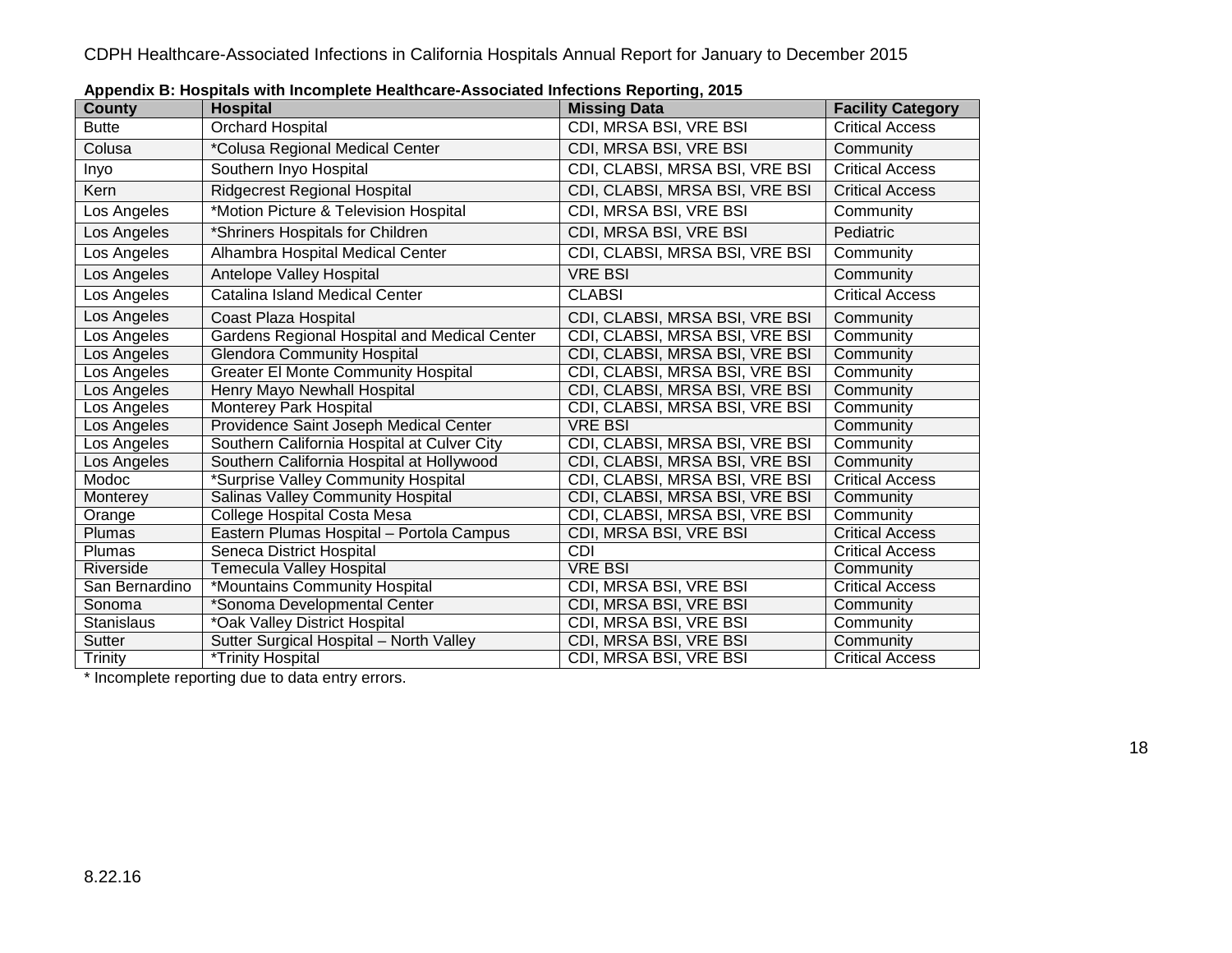**Appendix B: Hospitals with Incomplete Healthcare-Associated Infections Reporting, 2015**

| County | Hospital | Missing Data | Facility Category |
|---|---|---|---|
| Butte | Orchard Hospital | CDI, MRSA BSI, VRE BSI | Critical Access |
| Colusa | *Colusa Regional Medical Center | CDI, MRSA BSI, VRE BSI | Community |
| Inyo | Southern Inyo Hospital | CDI, CLABSI, MRSA BSI, VRE BSI | Critical Access |
| Kern | Ridgecrest Regional Hospital | CDI, CLABSI, MRSA BSI, VRE BSI | Critical Access |
| Los Angeles | *Motion Picture & Television Hospital | CDI, MRSA BSI, VRE BSI | Community |
| Los Angeles | *Shriners Hospitals for Children | CDI, MRSA BSI, VRE BSI | Pediatric |
| Los Angeles | Alhambra Hospital Medical Center | CDI, CLABSI, MRSA BSI, VRE BSI | Community |
| Los Angeles | Antelope Valley Hospital | VRE BSI | Community |
| Los Angeles | Catalina Island Medical Center | CLABSI | Critical Access |
| Los Angeles | Coast Plaza Hospital | CDI, CLABSI, MRSA BSI, VRE BSI | Community |
| Los Angeles | Gardens Regional Hospital and Medical Center | CDI, CLABSI, MRSA BSI, VRE BSI | Community |
| Los Angeles | Glendora Community Hospital | CDI, CLABSI, MRSA BSI, VRE BSI | Community |
| Los Angeles | Greater El Monte Community Hospital | CDI, CLABSI, MRSA BSI, VRE BSI | Community |
| Los Angeles | Henry Mayo Newhall Hospital | CDI, CLABSI, MRSA BSI, VRE BSI | Community |
| Los Angeles | Monterey Park Hospital | CDI, CLABSI, MRSA BSI, VRE BSI | Community |
| Los Angeles | Providence Saint Joseph Medical Center | VRE BSI | Community |
| Los Angeles | Southern California Hospital at Culver City | CDI, CLABSI, MRSA BSI, VRE BSI | Community |
| Los Angeles | Southern California Hospital at Hollywood | CDI, CLABSI, MRSA BSI, VRE BSI | Community |
| Modoc | *Surprise Valley Community Hospital | CDI, CLABSI, MRSA BSI, VRE BSI | Critical Access |
| Monterey | Salinas Valley Community Hospital | CDI, CLABSI, MRSA BSI, VRE BSI | Community |
| Orange | College Hospital Costa Mesa | CDI, CLABSI, MRSA BSI, VRE BSI | Community |
| Plumas | Eastern Plumas Hospital – Portola Campus | CDI, MRSA BSI, VRE BSI | Critical Access |
| Plumas | Seneca District Hospital | CDI | Critical Access |
| Riverside | Temecula Valley Hospital | VRE BSI | Community |
| San Bernardino | *Mountains Community Hospital | CDI, MRSA BSI, VRE BSI | Critical Access |
| Sonoma | *Sonoma Developmental Center | CDI, MRSA BSI, VRE BSI | Community |
| Stanislaus | *Oak Valley District Hospital | CDI, MRSA BSI, VRE BSI | Community |
| Sutter | Sutter Surgical Hospital – North Valley | CDI, MRSA BSI, VRE BSI | Community |
| Trinity | *Trinity Hospital | CDI, MRSA BSI, VRE BSI | Critical Access |

* Incomplete reporting due to data entry errors.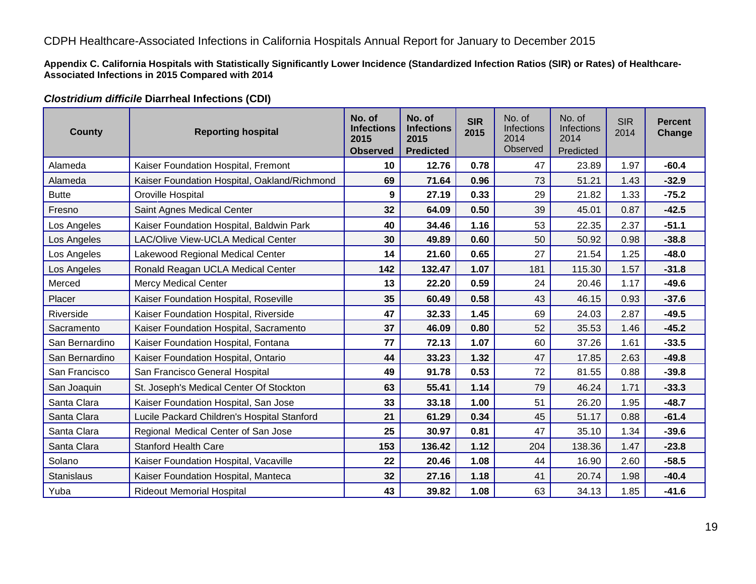CDPH Healthcare-Associated Infections in California Hospitals Annual Report for January to December 2015

**Appendix C. California Hospitals with Statistically Significantly Lower Incidence (Standardized Infection Ratios (SIR) or Rates) of Healthcare-Associated Infections in 2015 Compared with 2014**

### *Clostridium difficile* Diarrheal Infections (CDI)

| County | Reporting hospital | No. of Infections 2015 Observed | No. of Infections 2015 Predicted | SIR 2015 | No. of Infections 2014 Observed | No. of Infections 2014 Predicted | SIR 2014 | Percent Change |
|---|---|---|---|---|---|---|---|---|
| Alameda | Kaiser Foundation Hospital, Fremont | **10** | **12.76** | **0.78** | 47 | 23.89 | 1.97 | **-60.4** |
| Alameda | Kaiser Foundation Hospital, Oakland/Richmond | **69** | **71.64** | **0.96** | 73 | 51.21 | 1.43 | **-32.9** |
| Butte | Oroville Hospital | **9** | **27.19** | **0.33** | 29 | 21.82 | 1.33 | **-75.2** |
| Fresno | Saint Agnes Medical Center | **32** | **64.09** | **0.50** | 39 | 45.01 | 0.87 | **-42.5** |
| Los Angeles | Kaiser Foundation Hospital, Baldwin Park | **40** | **34.46** | **1.16** | 53 | 22.35 | 2.37 | **-51.1** |
| Los Angeles | LAC/Olive View-UCLA Medical Center | **30** | **49.89** | **0.60** | 50 | 50.92 | 0.98 | **-38.8** |
| Los Angeles | Lakewood Regional Medical Center | **14** | **21.60** | **0.65** | 27 | 21.54 | 1.25 | **-48.0** |
| Los Angeles | Ronald Reagan UCLA Medical Center | **142** | **132.47** | **1.07** | 181 | 115.30 | 1.57 | **-31.8** |
| Merced | Mercy Medical Center | **13** | **22.20** | **0.59** | 24 | 20.46 | 1.17 | **-49.6** |
| Placer | Kaiser Foundation Hospital, Roseville | **35** | **60.49** | **0.58** | 43 | 46.15 | 0.93 | **-37.6** |
| Riverside | Kaiser Foundation Hospital, Riverside | **47** | **32.33** | **1.45** | 69 | 24.03 | 2.87 | **-49.5** |
| Sacramento | Kaiser Foundation Hospital, Sacramento | **37** | **46.09** | **0.80** | 52 | 35.53 | 1.46 | **-45.2** |
| San Bernardino | Kaiser Foundation Hospital, Fontana | **77** | **72.13** | **1.07** | 60 | 37.26 | 1.61 | **-33.5** |
| San Bernardino | Kaiser Foundation Hospital, Ontario | **44** | **33.23** | **1.32** | 47 | 17.85 | 2.63 | **-49.8** |
| San Francisco | San Francisco General Hospital | **49** | **91.78** | **0.53** | 72 | 81.55 | 0.88 | **-39.8** |
| San Joaquin | St. Joseph's Medical Center Of Stockton | **63** | **55.41** | **1.14** | 79 | 46.24 | 1.71 | **-33.3** |
| Santa Clara | Kaiser Foundation Hospital, San Jose | **33** | **33.18** | **1.00** | 51 | 26.20 | 1.95 | **-48.7** |
| Santa Clara | Lucile Packard Children's Hospital Stanford | **21** | **61.29** | **0.34** | 45 | 51.17 | 0.88 | **-61.4** |
| Santa Clara | Regional Medical Center of San Jose | **25** | **30.97** | **0.81** | 47 | 35.10 | 1.34 | **-39.6** |
| Santa Clara | Stanford Health Care | **153** | **136.42** | **1.12** | 204 | 138.36 | 1.47 | **-23.8** |
| Solano | Kaiser Foundation Hospital, Vacaville | **22** | **20.46** | **1.08** | 44 | 16.90 | 2.60 | **-58.5** |
| Stanislaus | Kaiser Foundation Hospital, Manteca | **32** | **27.16** | **1.18** | 41 | 20.74 | 1.98 | **-40.4** |
| Yuba | Rideout Memorial Hospital | **43** | **39.82** | **1.08** | 63 | 34.13 | 1.85 | **-41.6** |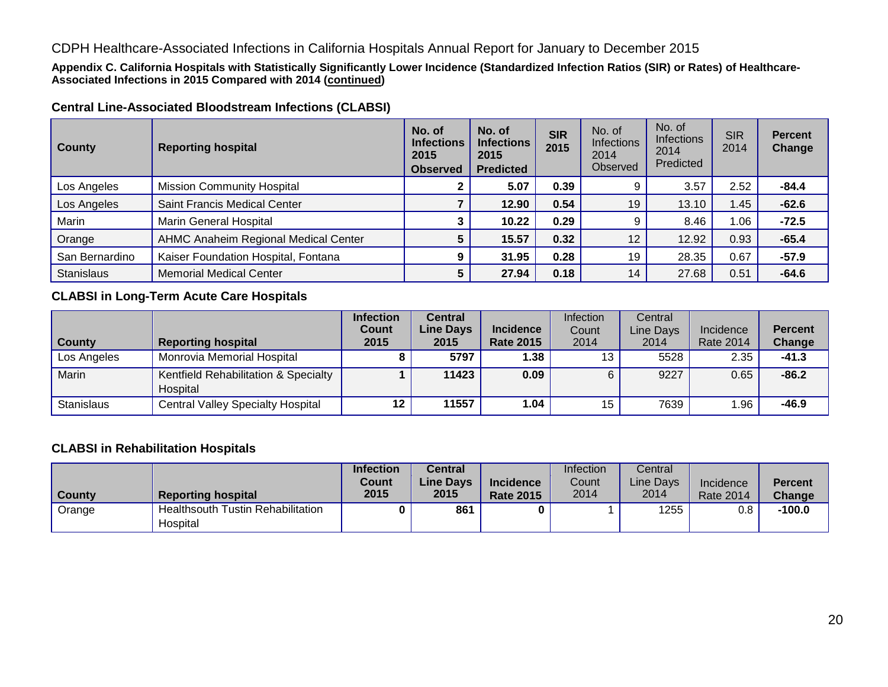CDPH Healthcare-Associated Infections in California Hospitals Annual Report for January to December 2015

**Appendix C. California Hospitals with Statistically Significantly Lower Incidence (Standardized Infection Ratios (SIR) or Rates) of Healthcare-Associated Infections in 2015 Compared with 2014 (continued)**

### Central Line-Associated Bloodstream Infections (CLABSI)

| County | Reporting hospital | No. of Infections 2015 Observed | No. of Infections 2015 Predicted | SIR 2015 | No. of Infections 2014 Observed | No. of Infections 2014 Predicted | SIR 2014 | Percent Change |
|---|---|---|---|---|---|---|---|---|
| Los Angeles | Mission Community Hospital | 2 | 5.07 | 0.39 | 9 | 3.57 | 2.52 | -84.4 |
| Los Angeles | Saint Francis Medical Center | 7 | 12.90 | 0.54 | 19 | 13.10 | 1.45 | -62.6 |
| Marin | Marin General Hospital | 3 | 10.22 | 0.29 | 9 | 8.46 | 1.06 | -72.5 |
| Orange | AHMC Anaheim Regional Medical Center | 5 | 15.57 | 0.32 | 12 | 12.92 | 0.93 | -65.4 |
| San Bernardino | Kaiser Foundation Hospital, Fontana | 9 | 31.95 | 0.28 | 19 | 28.35 | 0.67 | -57.9 |
| Stanislaus | Memorial Medical Center | 5 | 27.94 | 0.18 | 14 | 27.68 | 0.51 | -64.6 |

### CLABSI in Long-Term Acute Care Hospitals

| County | Reporting hospital | Infection Count 2015 | Central Line Days 2015 | Incidence Rate 2015 | Infection Count 2014 | Central Line Days 2014 | Incidence Rate 2014 | Percent Change |
|---|---|---|---|---|---|---|---|---|
| Los Angeles | Monrovia Memorial Hospital | 8 | 5797 | 1.38 | 13 | 5528 | 2.35 | -41.3 |
| Marin | Kentfield Rehabilitation & Specialty Hospital | 1 | 11423 | 0.09 | 6 | 9227 | 0.65 | -86.2 |
| Stanislaus | Central Valley Specialty Hospital | 12 | 11557 | 1.04 | 15 | 7639 | 1.96 | -46.9 |

### CLABSI in Rehabilitation Hospitals

| County | Reporting hospital | Infection Count 2015 | Central Line Days 2015 | Incidence Rate 2015 | Infection Count 2014 | Central Line Days 2014 | Incidence Rate 2014 | Percent Change |
|---|---|---|---|---|---|---|---|---|
| Orange | Healthsouth Tustin Rehabilitation Hospital | 0 | 861 | 0 | 1 | 1255 | 0.8 | -100.0 |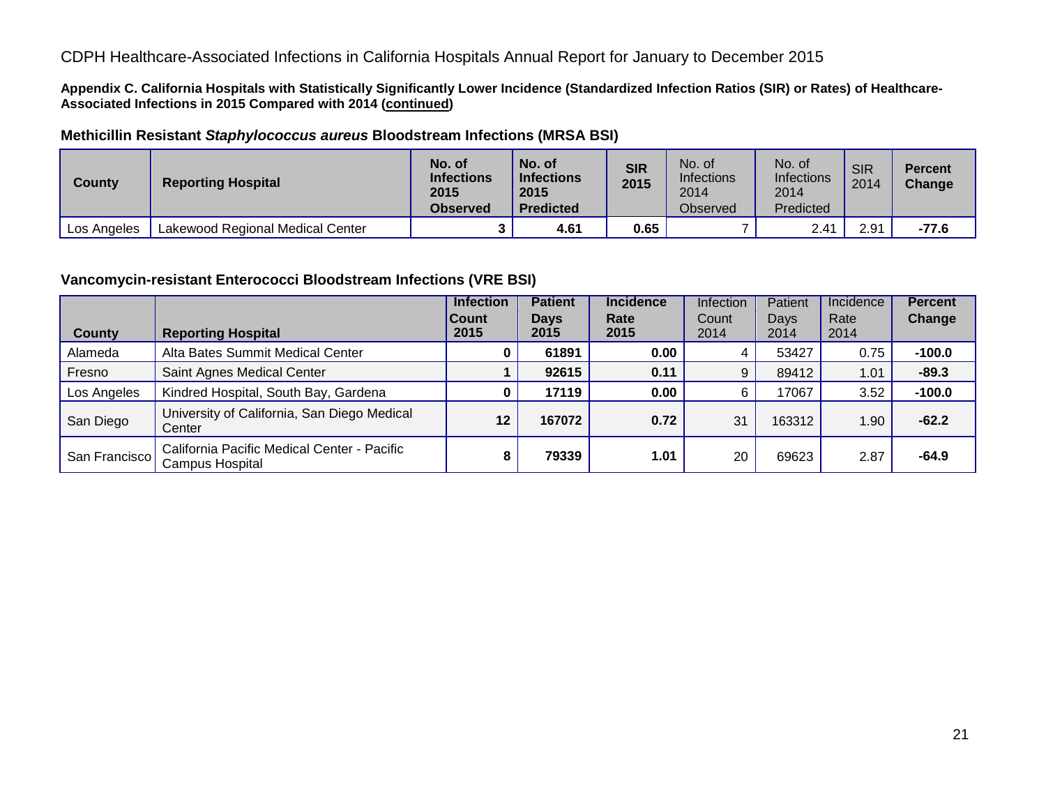CDPH Healthcare-Associated Infections in California Hospitals Annual Report for January to December 2015

**Appendix C. California Hospitals with Statistically Significantly Lower Incidence (Standardized Infection Ratios (SIR) or Rates) of Healthcare-Associated Infections in 2015 Compared with 2014 (continued)**

### Methicillin Resistant *Staphylococcus aureus* Bloodstream Infections (MRSA BSI)

| County | Reporting Hospital | No. of Infections 2015 Observed | No. of Infections 2015 Predicted | SIR 2015 | No. of Infections 2014 Observed | No. of Infections 2014 Predicted | SIR 2014 | Percent Change |
|---|---|---|---|---|---|---|---|---|
| Los Angeles | Lakewood Regional Medical Center | **3** | **4.61** | **0.65** | 7 | 2.41 | 2.91 | **-77.6** |

### Vancomycin-resistant Enterococci Bloodstream Infections (VRE BSI)

| County | Reporting Hospital | Infection Count 2015 | Patient Days 2015 | Incidence Rate 2015 | Infection Count 2014 | Patient Days 2014 | Incidence Rate 2014 | Percent Change |
|---|---|---|---|---|---|---|---|---|
| Alameda | Alta Bates Summit Medical Center | **0** | **61891** | **0.00** | 4 | 53427 | 0.75 | **-100.0** |
| Fresno | Saint Agnes Medical Center | **1** | **92615** | **0.11** | 9 | 89412 | 1.01 | **-89.3** |
| Los Angeles | Kindred Hospital, South Bay, Gardena | **0** | **17119** | **0.00** | 6 | 17067 | 3.52 | **-100.0** |
| San Diego | University of California, San Diego Medical Center | **12** | **167072** | **0.72** | 31 | 163312 | 1.90 | **-62.2** |
| San Francisco | California Pacific Medical Center - Pacific Campus Hospital | **8** | **79339** | **1.01** | 20 | 69623 | 2.87 | **-64.9** |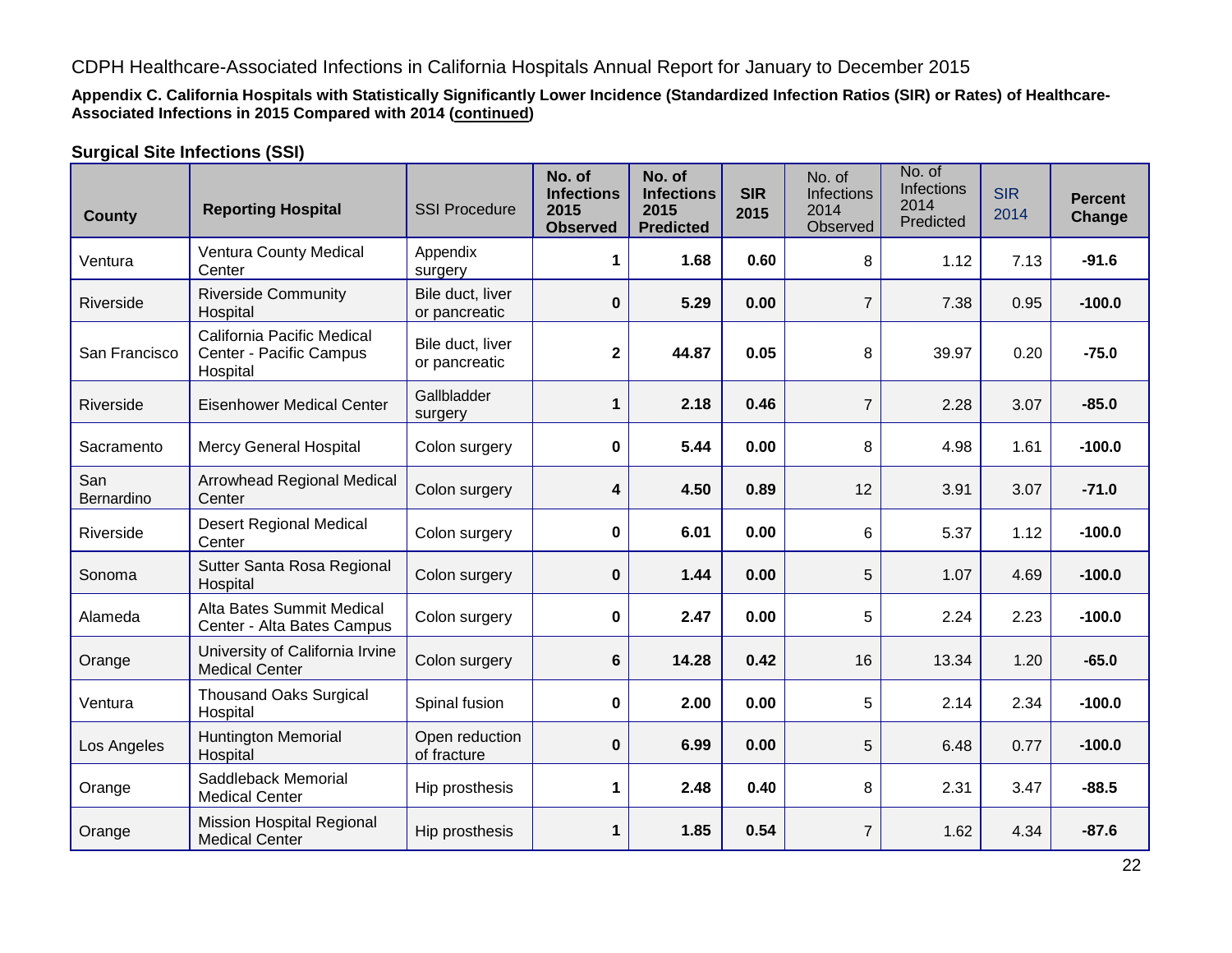CDPH Healthcare-Associated Infections in California Hospitals Annual Report for January to December 2015

**Appendix C. California Hospitals with Statistically Significantly Lower Incidence (Standardized Infection Ratios (SIR) or Rates) of Healthcare-Associated Infections in 2015 Compared with 2014 (continued)**

**Surgical Site Infections (SSI)**

| County | Reporting Hospital | SSI Procedure | No. of Infections 2015 Observed | No. of Infections 2015 Predicted | SIR 2015 | No. of Infections 2014 Observed | No. of Infections 2014 Predicted | SIR 2014 | Percent Change |
|---|---|---|---|---|---|---|---|---|---|
| Ventura | Ventura County Medical Center | Appendix surgery | **1** | **1.68** | **0.60** | 8 | 1.12 | 7.13 | **-91.6** |
| Riverside | Riverside Community Hospital | Bile duct, liver or pancreatic | **0** | **5.29** | **0.00** | 7 | 7.38 | 0.95 | **-100.0** |
| San Francisco | California Pacific Medical Center - Pacific Campus Hospital | Bile duct, liver or pancreatic | **2** | **44.87** | **0.05** | 8 | 39.97 | 0.20 | **-75.0** |
| Riverside | Eisenhower Medical Center | Gallbladder surgery | **1** | **2.18** | **0.46** | 7 | 2.28 | 3.07 | **-85.0** |
| Sacramento | Mercy General Hospital | Colon surgery | **0** | **5.44** | **0.00** | 8 | 4.98 | 1.61 | **-100.0** |
| San Bernardino | Arrowhead Regional Medical Center | Colon surgery | **4** | **4.50** | **0.89** | 12 | 3.91 | 3.07 | **-71.0** |
| Riverside | Desert Regional Medical Center | Colon surgery | **0** | **6.01** | **0.00** | 6 | 5.37 | 1.12 | **-100.0** |
| Sonoma | Sutter Santa Rosa Regional Hospital | Colon surgery | **0** | **1.44** | **0.00** | 5 | 1.07 | 4.69 | **-100.0** |
| Alameda | Alta Bates Summit Medical Center - Alta Bates Campus | Colon surgery | **0** | **2.47** | **0.00** | 5 | 2.24 | 2.23 | **-100.0** |
| Orange | University of California Irvine Medical Center | Colon surgery | **6** | **14.28** | **0.42** | 16 | 13.34 | 1.20 | **-65.0** |
| Ventura | Thousand Oaks Surgical Hospital | Spinal fusion | **0** | **2.00** | **0.00** | 5 | 2.14 | 2.34 | **-100.0** |
| Los Angeles | Huntington Memorial Hospital | Open reduction of fracture | **0** | **6.99** | **0.00** | 5 | 6.48 | 0.77 | **-100.0** |
| Orange | Saddleback Memorial Medical Center | Hip prosthesis | **1** | **2.48** | **0.40** | 8 | 2.31 | 3.47 | **-88.5** |
| Orange | Mission Hospital Regional Medical Center | Hip prosthesis | **1** | **1.85** | **0.54** | 7 | 1.62 | 4.34 | **-87.6** |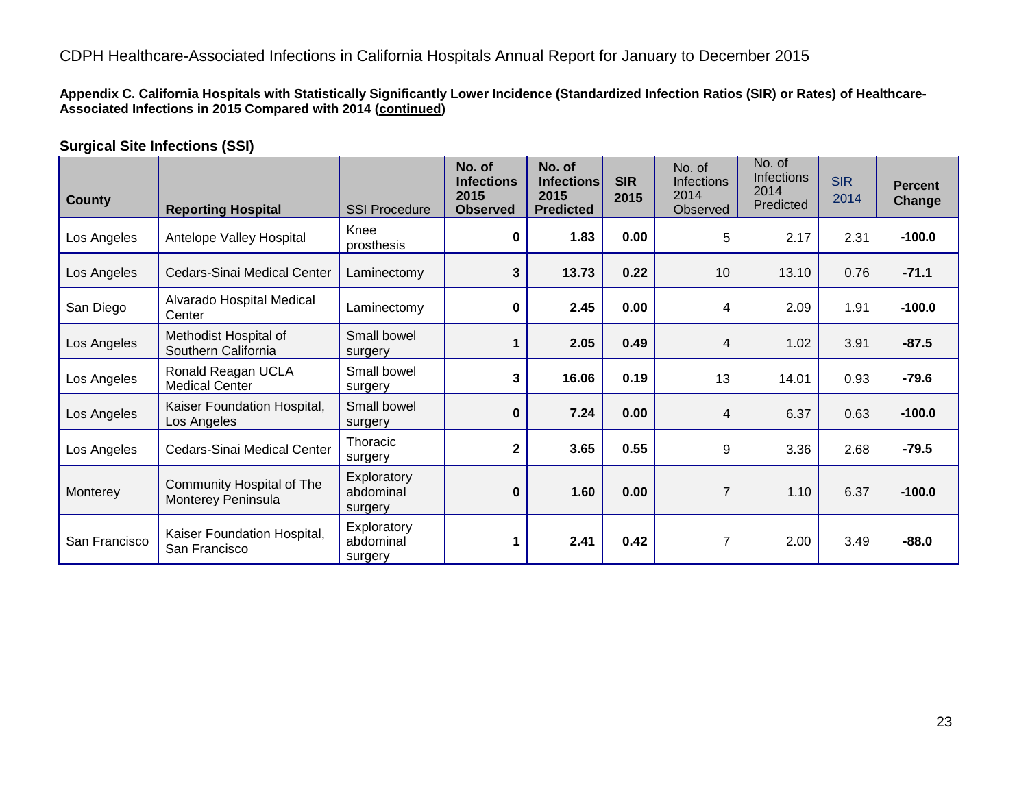CDPH Healthcare-Associated Infections in California Hospitals Annual Report for January to December 2015

**Appendix C. California Hospitals with Statistically Significantly Lower Incidence (Standardized Infection Ratios (SIR) or Rates) of Healthcare-Associated Infections in 2015 Compared with 2014 (continued)**

### Surgical Site Infections (SSI)

| County | Reporting Hospital | SSI Procedure | No. of Infections 2015 Observed | No. of Infections 2015 Predicted | SIR 2015 | No. of Infections 2014 Observed | No. of Infections 2014 Predicted | SIR 2014 | Percent Change |
|---|---|---|---|---|---|---|---|---|---|
| Los Angeles | Antelope Valley Hospital | Knee prosthesis | **0** | **1.83** | **0.00** | 5 | 2.17 | 2.31 | **-100.0** |
| Los Angeles | Cedars-Sinai Medical Center | Laminectomy | **3** | **13.73** | **0.22** | 10 | 13.10 | 0.76 | **-71.1** |
| San Diego | Alvarado Hospital Medical Center | Laminectomy | **0** | **2.45** | **0.00** | 4 | 2.09 | 1.91 | **-100.0** |
| Los Angeles | Methodist Hospital of Southern California | Small bowel surgery | **1** | **2.05** | **0.49** | 4 | 1.02 | 3.91 | **-87.5** |
| Los Angeles | Ronald Reagan UCLA Medical Center | Small bowel surgery | **3** | **16.06** | **0.19** | 13 | 14.01 | 0.93 | **-79.6** |
| Los Angeles | Kaiser Foundation Hospital, Los Angeles | Small bowel surgery | **0** | **7.24** | **0.00** | 4 | 6.37 | 0.63 | **-100.0** |
| Los Angeles | Cedars-Sinai Medical Center | Thoracic surgery | **2** | **3.65** | **0.55** | 9 | 3.36 | 2.68 | **-79.5** |
| Monterey | Community Hospital of The Monterey Peninsula | Exploratory abdominal surgery | **0** | **1.60** | **0.00** | 7 | 1.10 | 6.37 | **-100.0** |
| San Francisco | Kaiser Foundation Hospital, San Francisco | Exploratory abdominal surgery | **1** | **2.41** | **0.42** | 7 | 2.00 | 3.49 | **-88.0** |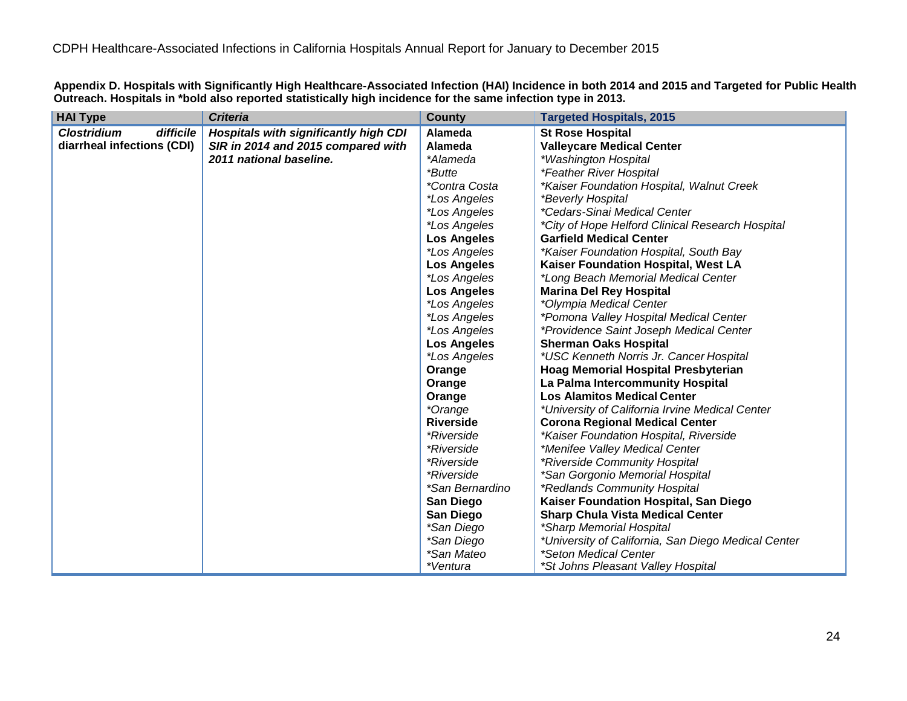**Appendix D. Hospitals with Significantly High Healthcare-Associated Infection (HAI) Incidence in both 2014 and 2015 and Targeted for Public Health Outreach. Hospitals in *bold also reported statistically high incidence for the same infection type in 2013.**

| HAI Type | Criteria | County | Targeted Hospitals, 2015 |
|---|---|---|---|
| ***Clostridium difficile*** **diarrheal infections (CDI)** | ***Hospitals with significantly high CDI SIR in 2014 and 2015 compared with 2011 national baseline.*** | **Alameda** | **St Rose Hospital** |
| | | **Alameda** | **Valleycare Medical Center** |
| | | *\*Alameda* | *\*Washington Hospital* |
| | | *\*Butte* | *\*Feather River Hospital* |
| | | *\*Contra Costa* | *\*Kaiser Foundation Hospital, Walnut Creek* |
| | | *\*Los Angeles* | *\*Beverly Hospital* |
| | | *\*Los Angeles* | *\*Cedars-Sinai Medical Center* |
| | | *\*Los Angeles* | *\*City of Hope Helford Clinical Research Hospital* |
| | | **Los Angeles** | **Garfield Medical Center** |
| | | *\*Los Angeles* | *\*Kaiser Foundation Hospital, South Bay* |
| | | **Los Angeles** | **Kaiser Foundation Hospital, West LA** |
| | | *\*Los Angeles* | *\*Long Beach Memorial Medical Center* |
| | | **Los Angeles** | **Marina Del Rey Hospital** |
| | | *\*Los Angeles* | *\*Olympia Medical Center* |
| | | *\*Los Angeles* | *\*Pomona Valley Hospital Medical Center* |
| | | *\*Los Angeles* | *\*Providence Saint Joseph Medical Center* |
| | | **Los Angeles** | **Sherman Oaks Hospital** |
| | | *\*Los Angeles* | *\*USC Kenneth Norris Jr. Cancer Hospital* |
| | | **Orange** | **Hoag Memorial Hospital Presbyterian** |
| | | **Orange** | **La Palma Intercommunity Hospital** |
| | | **Orange** | **Los Alamitos Medical Center** |
| | | *\*Orange* | *\*University of California Irvine Medical Center* |
| | | **Riverside** | **Corona Regional Medical Center** |
| | | *\*Riverside* | *\*Kaiser Foundation Hospital, Riverside* |
| | | *\*Riverside* | *\*Menifee Valley Medical Center* |
| | | *\*Riverside* | *\*Riverside Community Hospital* |
| | | *\*Riverside* | *\*San Gorgonio Memorial Hospital* |
| | | *\*San Bernardino* | *\*Redlands Community Hospital* |
| | | **San Diego** | **Kaiser Foundation Hospital, San Diego** |
| | | **San Diego** | **Sharp Chula Vista Medical Center** |
| | | *\*San Diego* | *\*Sharp Memorial Hospital* |
| | | *\*San Diego* | *\*University of California, San Diego Medical Center* |
| | | *\*San Mateo* | *\*Seton Medical Center* |
| | | *\*Ventura* | *\*St Johns Pleasant Valley Hospital* |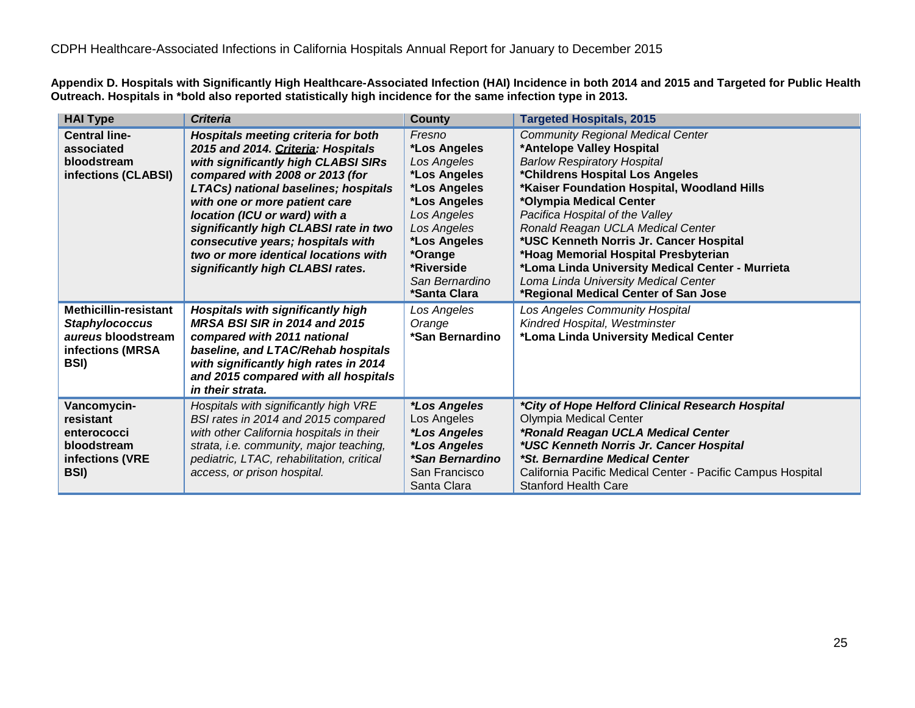**Appendix D. Hospitals with Significantly High Healthcare-Associated Infection (HAI) Incidence in both 2014 and 2015 and Targeted for Public Health Outreach. Hospitals in *bold also reported statistically high incidence for the same infection type in 2013.**

| HAI Type | *Criteria* | County | Targeted Hospitals, 2015 |
|---|---|---|---|
| **Central line-associated bloodstream infections (CLABSI)** | ***Hospitals meeting criteria for both 2015 and 2014. Criteria: Hospitals with significantly high CLABSI SIRs compared with 2008 or 2013 (for LTACs) national baselines; hospitals with one or more patient care location (ICU or ward) with a significantly high CLABSI rate in two consecutive years; hospitals with two or more identical locations with significantly high CLABSI rates.*** | *Fresno* | *Community Regional Medical Center* |
| | | **\*Los Angeles** | **\*Antelope Valley Hospital** |
| | | *Los Angeles* | *Barlow Respiratory Hospital* |
| | | **\*Los Angeles** | **\*Childrens Hospital Los Angeles** |
| | | **\*Los Angeles** | **\*Kaiser Foundation Hospital, Woodland Hills** |
| | | **\*Los Angeles** | **\*Olympia Medical Center** |
| | | *Los Angeles* | *Pacifica Hospital of the Valley* |
| | | *Los Angeles* | *Ronald Reagan UCLA Medical Center* |
| | | **\*Los Angeles** | **\*USC Kenneth Norris Jr. Cancer Hospital** |
| | | **\*Orange** | **\*Hoag Memorial Hospital Presbyterian** |
| | | **\*Riverside** | **\*Loma Linda University Medical Center - Murrieta** |
| | | *San Bernardino* | *Loma Linda University Medical Center* |
| | | **\*Santa Clara** | **\*Regional Medical Center of San Jose** |
| **Methicillin-resistant *Staphylococcus aureus* bloodstream infections (MRSA BSI)** | ***Hospitals with significantly high MRSA BSI SIR in 2014 and 2015 compared with 2011 national baseline, and LTAC/Rehab hospitals with significantly high rates in 2014 and 2015 compared with all hospitals in their strata.*** | *Los Angeles* | *Los Angeles Community Hospital* |
| | | *Orange* | *Kindred Hospital, Westminster* |
| | | **\*San Bernardino** | **\*Loma Linda University Medical Center** |
| **Vancomycin-resistant enterococci bloodstream infections (VRE BSI)** | *Hospitals with significantly high VRE BSI rates in 2014 and 2015 compared with other California hospitals in their strata, i.e. community, major teaching, pediatric, LTAC, rehabilitation, critical access, or prison hospital.* | ***\*Los Angeles*** | ***\*City of Hope Helford Clinical Research Hospital*** |
| | | Los Angeles | Olympia Medical Center |
| | | ***\*Los Angeles*** | ***\*Ronald Reagan UCLA Medical Center*** |
| | | ***\*Los Angeles*** | ***\*USC Kenneth Norris Jr. Cancer Hospital*** |
| | | ***\*San Bernardino*** | ***\*St. Bernardine Medical Center*** |
| | | San Francisco | California Pacific Medical Center - Pacific Campus Hospital |
| | | Santa Clara | Stanford Health Care |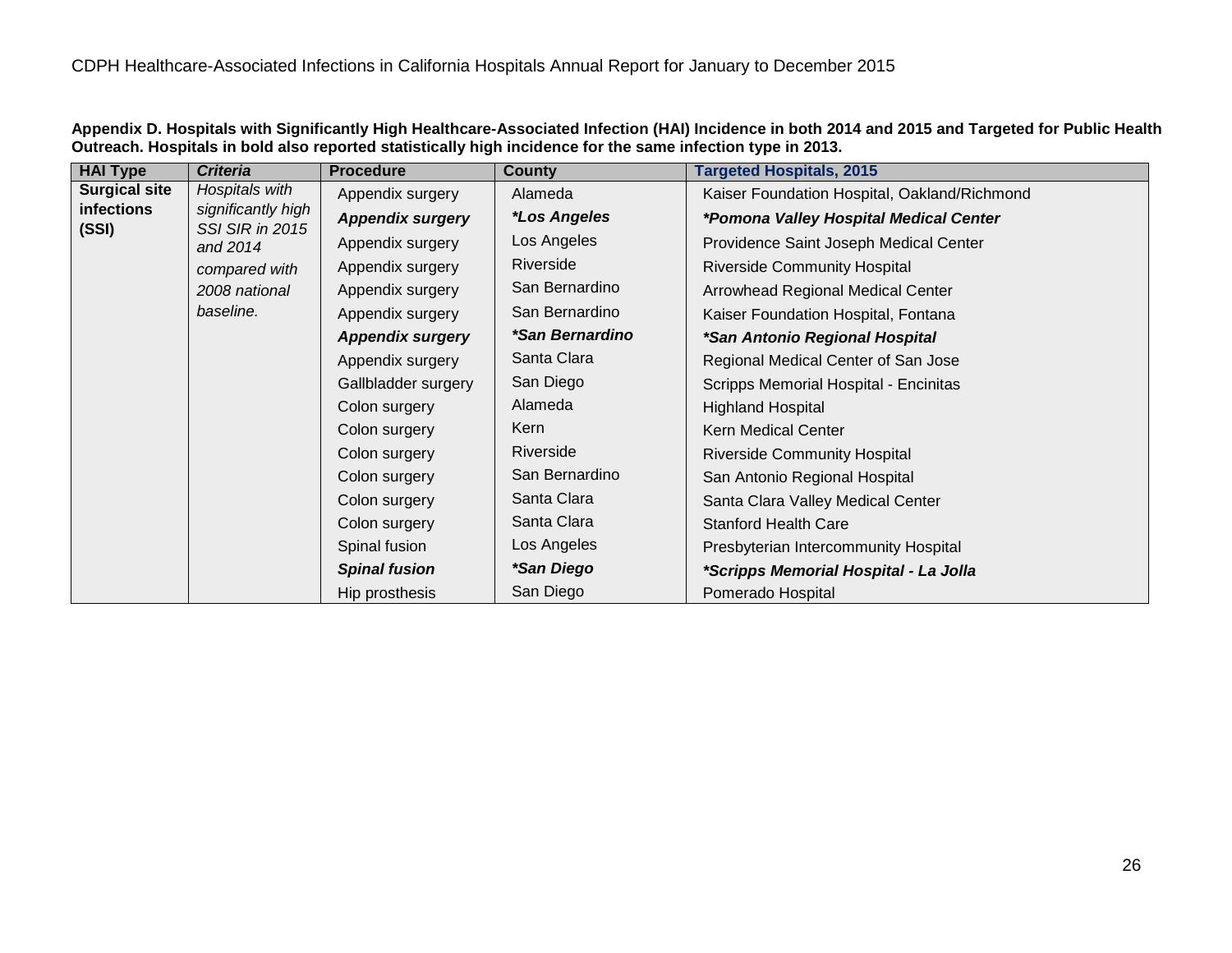**Appendix D. Hospitals with Significantly High Healthcare-Associated Infection (HAI) Incidence in both 2014 and 2015 and Targeted for Public Health Outreach. Hospitals in bold also reported statistically high incidence for the same infection type in 2013.**

| HAI Type | *Criteria* | Procedure | County | Targeted Hospitals, 2015 |
|---|---|---|---|---|
| **Surgical site infections (SSI)** | *Hospitals with significantly high SSI SIR in 2015 and 2014 compared with 2008 national baseline.* | Appendix surgery | Alameda | Kaiser Foundation Hospital, Oakland/Richmond |
| | | ***Appendix surgery*** | ***\*Los Angeles*** | ***\*Pomona Valley Hospital Medical Center*** |
| | | Appendix surgery | Los Angeles | Providence Saint Joseph Medical Center |
| | | Appendix surgery | Riverside | Riverside Community Hospital |
| | | Appendix surgery | San Bernardino | Arrowhead Regional Medical Center |
| | | Appendix surgery | San Bernardino | Kaiser Foundation Hospital, Fontana |
| | | ***Appendix surgery*** | ***\*San Bernardino*** | ***\*San Antonio Regional Hospital*** |
| | | Appendix surgery | Santa Clara | Regional Medical Center of San Jose |
| | | Gallbladder surgery | San Diego | Scripps Memorial Hospital - Encinitas |
| | | Colon surgery | Alameda | Highland Hospital |
| | | Colon surgery | Kern | Kern Medical Center |
| | | Colon surgery | Riverside | Riverside Community Hospital |
| | | Colon surgery | San Bernardino | San Antonio Regional Hospital |
| | | Colon surgery | Santa Clara | Santa Clara Valley Medical Center |
| | | Colon surgery | Santa Clara | Stanford Health Care |
| | | Spinal fusion | Los Angeles | Presbyterian Intercommunity Hospital |
| | | ***Spinal fusion*** | ***\*San Diego*** | ***\*Scripps Memorial Hospital - La Jolla*** |
| | | Hip prosthesis | San Diego | Pomerado Hospital |